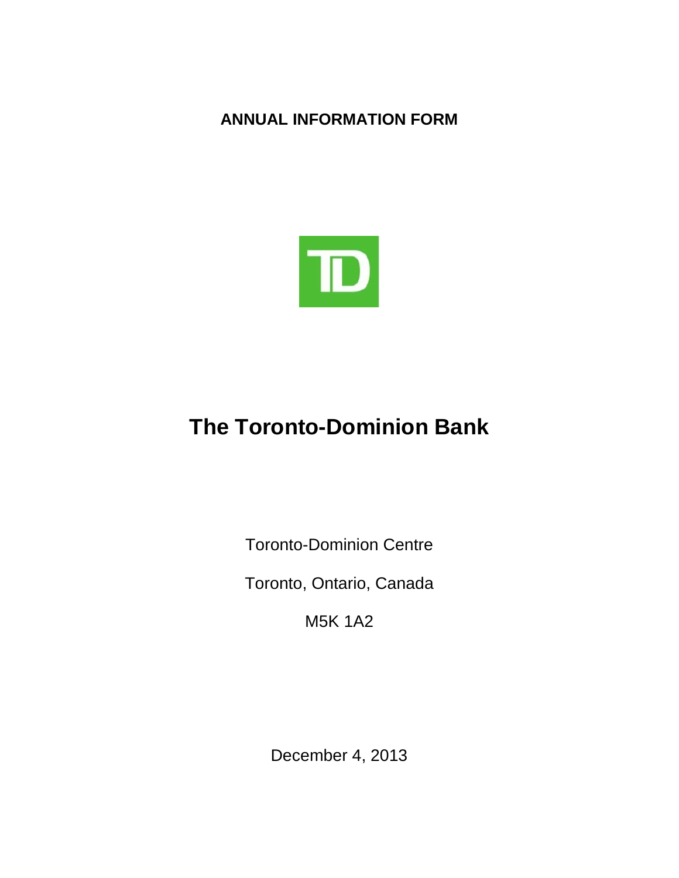**ANNUAL INFORMATION FORM**

# The Toronto-Dominion Bank

Toronto-Dominion Centre

Toronto, Ontario, Canada

M5K 1A2

December 4, 2013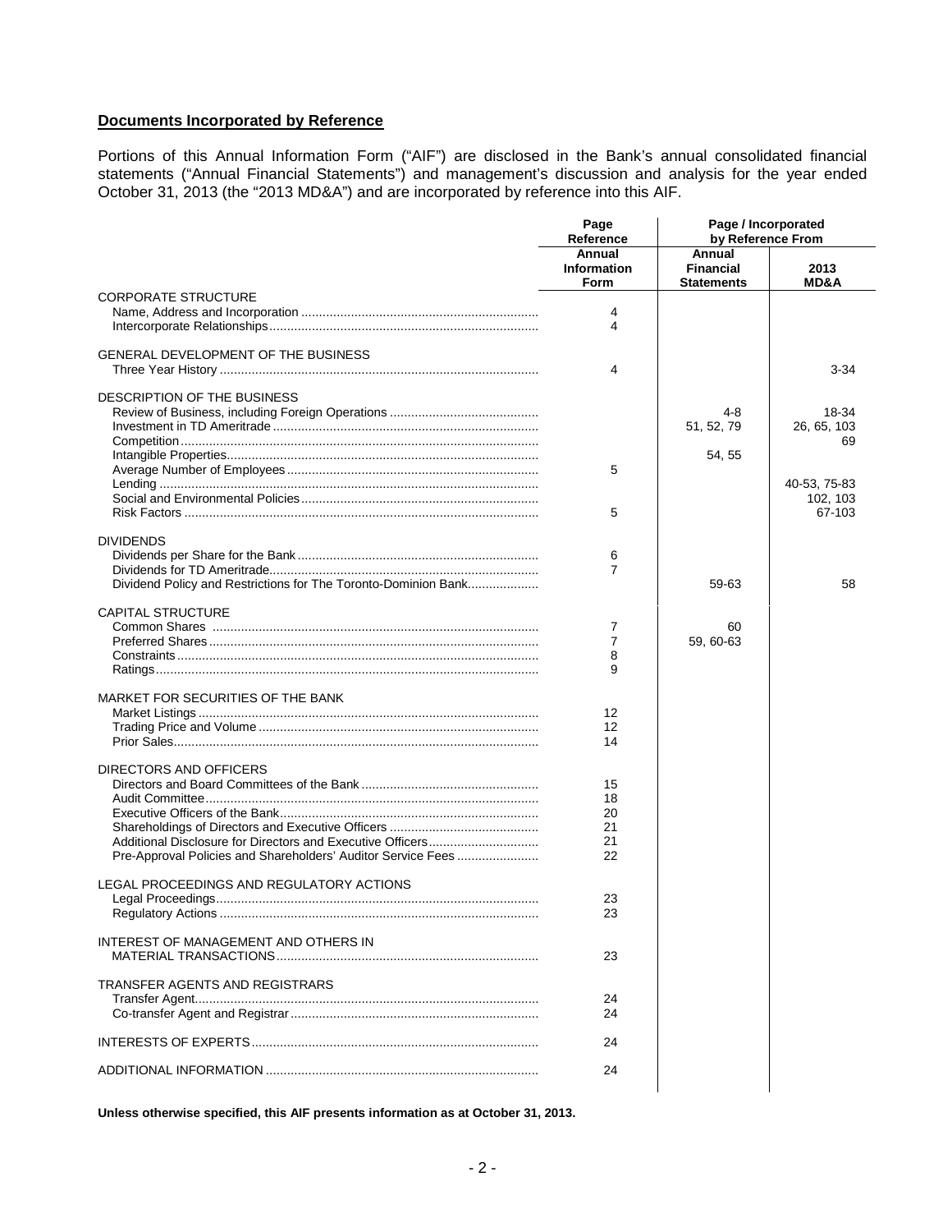## Documents Incorporated by Reference

Portions of this Annual Information Form ("AIF") are disclosed in the Bank's annual consolidated financial statements ("Annual Financial Statements") and management's discussion and analysis for the year ended October 31, 2013 (the "2013 MD&A") and are incorporated by reference into this AIF.

| | Page Reference | Page / Incorporated by Reference From | |
|---|---|---|---|
| | **Annual Information Form** | **Annual Financial Statements** | **2013 MD&A** |
| CORPORATE STRUCTURE | | | |
| Name, Address and Incorporation | 4 | | |
| Intercorporate Relationships | 4 | | |
| GENERAL DEVELOPMENT OF THE BUSINESS | | | |
| Three Year History | 4 | | 3-34 |
| DESCRIPTION OF THE BUSINESS | | | |
| Review of Business, including Foreign Operations | | 4-8 | 18-34 |
| Investment in TD Ameritrade | | 51, 52, 79 | 26, 65, 103 |
| Competition | | | 69 |
| Intangible Properties | | 54, 55 | |
| Average Number of Employees | 5 | | |
| Lending | | | 40-53, 75-83 |
| Social and Environmental Policies | | | 102, 103 |
| Risk Factors | 5 | | 67-103 |
| DIVIDENDS | | | |
| Dividends per Share for the Bank | 6 | | |
| Dividends for TD Ameritrade | 7 | | |
| Dividend Policy and Restrictions for The Toronto-Dominion Bank | | 59-63 | 58 |
| CAPITAL STRUCTURE | | | |
| Common Shares | 7 | 60 | |
| Preferred Shares | 7 | 59, 60-63 | |
| Constraints | 8 | | |
| Ratings | 9 | | |
| MARKET FOR SECURITIES OF THE BANK | | | |
| Market Listings | 12 | | |
| Trading Price and Volume | 12 | | |
| Prior Sales | 14 | | |
| DIRECTORS AND OFFICERS | | | |
| Directors and Board Committees of the Bank | 15 | | |
| Audit Committee | 18 | | |
| Executive Officers of the Bank | 20 | | |
| Shareholdings of Directors and Executive Officers | 21 | | |
| Additional Disclosure for Directors and Executive Officers | 21 | | |
| Pre-Approval Policies and Shareholders' Auditor Service Fees | 22 | | |
| LEGAL PROCEEDINGS AND REGULATORY ACTIONS | | | |
| Legal Proceedings | 23 | | |
| Regulatory Actions | 23 | | |
| INTEREST OF MANAGEMENT AND OTHERS IN MATERIAL TRANSACTIONS | 23 | | |
| TRANSFER AGENTS AND REGISTRARS | | | |
| Transfer Agent | 24 | | |
| Co-transfer Agent and Registrar | 24 | | |
| INTERESTS OF EXPERTS | 24 | | |
| ADDITIONAL INFORMATION | 24 | | |

**Unless otherwise specified, this AIF presents information as at October 31, 2013.**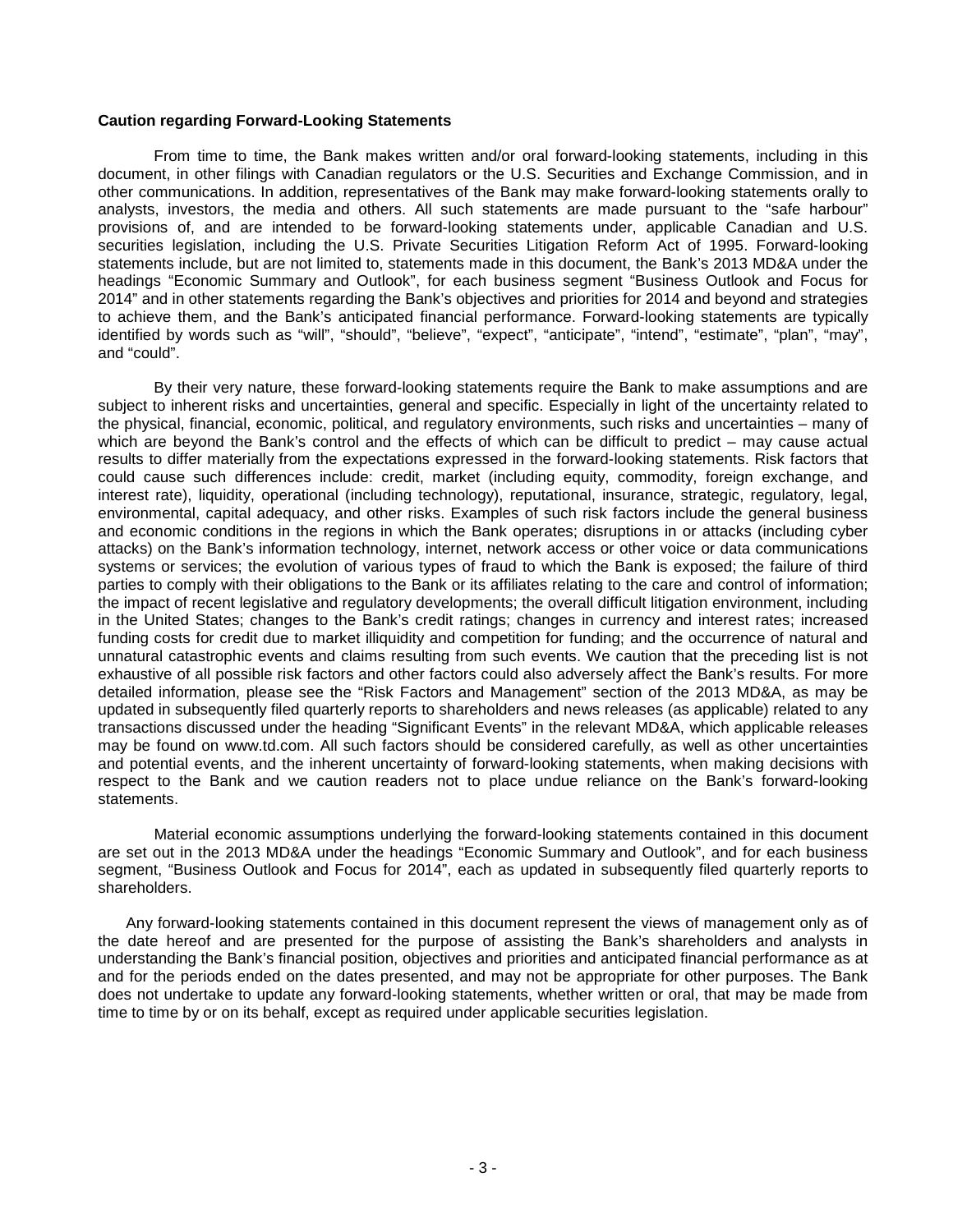**Caution regarding Forward-Looking Statements**

From time to time, the Bank makes written and/or oral forward-looking statements, including in this document, in other filings with Canadian regulators or the U.S. Securities and Exchange Commission, and in other communications. In addition, representatives of the Bank may make forward-looking statements orally to analysts, investors, the media and others. All such statements are made pursuant to the "safe harbour" provisions of, and are intended to be forward-looking statements under, applicable Canadian and U.S. securities legislation, including the U.S. Private Securities Litigation Reform Act of 1995. Forward-looking statements include, but are not limited to, statements made in this document, the Bank's 2013 MD&A under the headings "Economic Summary and Outlook", for each business segment "Business Outlook and Focus for 2014" and in other statements regarding the Bank's objectives and priorities for 2014 and beyond and strategies to achieve them, and the Bank's anticipated financial performance. Forward-looking statements are typically identified by words such as "will", "should", "believe", "expect", "anticipate", "intend", "estimate", "plan", "may", and "could".

By their very nature, these forward-looking statements require the Bank to make assumptions and are subject to inherent risks and uncertainties, general and specific. Especially in light of the uncertainty related to the physical, financial, economic, political, and regulatory environments, such risks and uncertainties – many of which are beyond the Bank's control and the effects of which can be difficult to predict – may cause actual results to differ materially from the expectations expressed in the forward-looking statements. Risk factors that could cause such differences include: credit, market (including equity, commodity, foreign exchange, and interest rate), liquidity, operational (including technology), reputational, insurance, strategic, regulatory, legal, environmental, capital adequacy, and other risks. Examples of such risk factors include the general business and economic conditions in the regions in which the Bank operates; disruptions in or attacks (including cyber attacks) on the Bank's information technology, internet, network access or other voice or data communications systems or services; the evolution of various types of fraud to which the Bank is exposed; the failure of third parties to comply with their obligations to the Bank or its affiliates relating to the care and control of information; the impact of recent legislative and regulatory developments; the overall difficult litigation environment, including in the United States; changes to the Bank's credit ratings; changes in currency and interest rates; increased funding costs for credit due to market illiquidity and competition for funding; and the occurrence of natural and unnatural catastrophic events and claims resulting from such events. We caution that the preceding list is not exhaustive of all possible risk factors and other factors could also adversely affect the Bank's results. For more detailed information, please see the "Risk Factors and Management" section of the 2013 MD&A, as may be updated in subsequently filed quarterly reports to shareholders and news releases (as applicable) related to any transactions discussed under the heading "Significant Events" in the relevant MD&A, which applicable releases may be found on www.td.com. All such factors should be considered carefully, as well as other uncertainties and potential events, and the inherent uncertainty of forward-looking statements, when making decisions with respect to the Bank and we caution readers not to place undue reliance on the Bank's forward-looking statements.

Material economic assumptions underlying the forward-looking statements contained in this document are set out in the 2013 MD&A under the headings "Economic Summary and Outlook", and for each business segment, "Business Outlook and Focus for 2014", each as updated in subsequently filed quarterly reports to shareholders.

Any forward-looking statements contained in this document represent the views of management only as of the date hereof and are presented for the purpose of assisting the Bank's shareholders and analysts in understanding the Bank's financial position, objectives and priorities and anticipated financial performance as at and for the periods ended on the dates presented, and may not be appropriate for other purposes. The Bank does not undertake to update any forward-looking statements, whether written or oral, that may be made from time to time by or on its behalf, except as required under applicable securities legislation.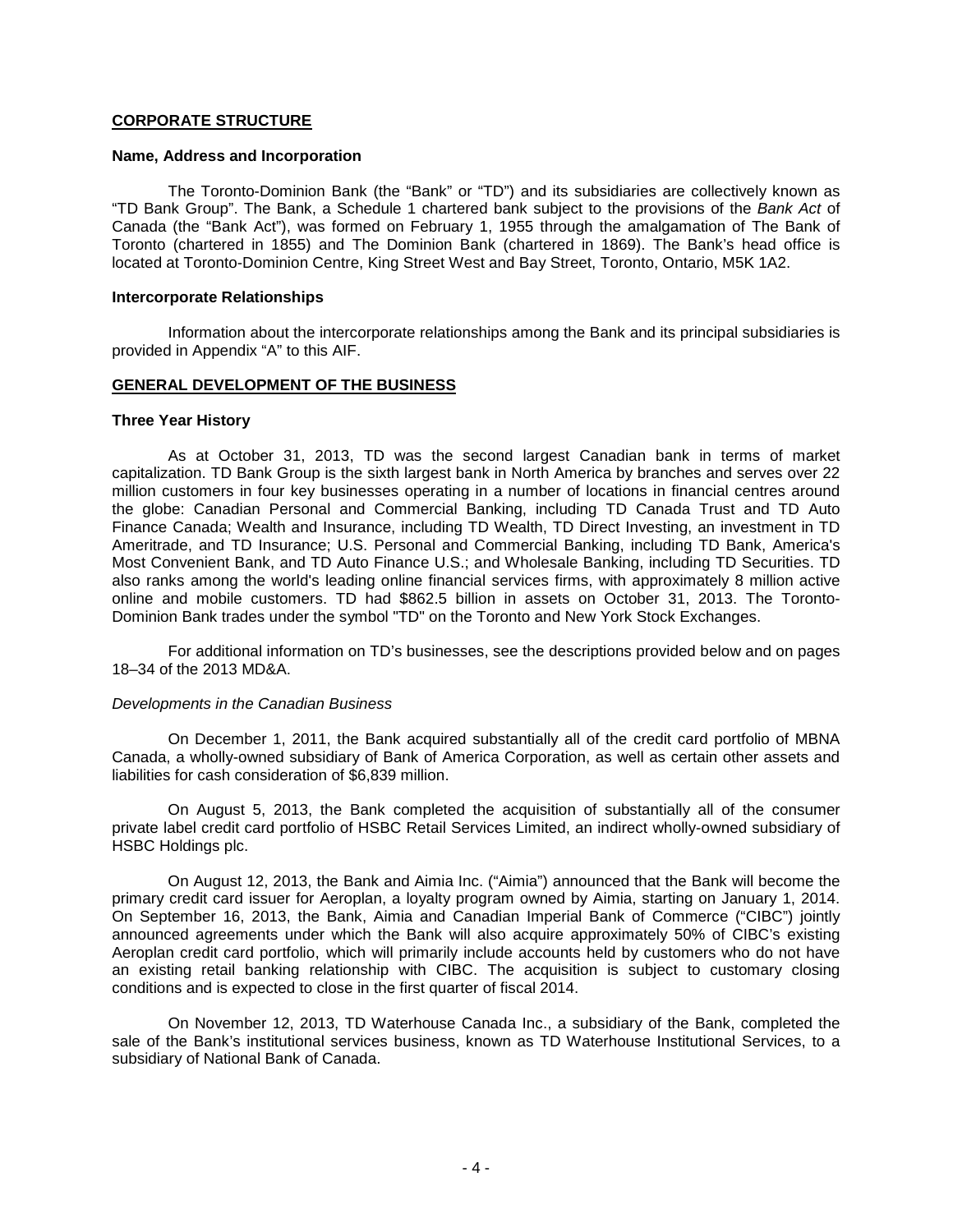## CORPORATE STRUCTURE

### Name, Address and Incorporation

The Toronto-Dominion Bank (the "Bank" or "TD") and its subsidiaries are collectively known as "TD Bank Group". The Bank, a Schedule 1 chartered bank subject to the provisions of the *Bank Act* of Canada (the "Bank Act"), was formed on February 1, 1955 through the amalgamation of The Bank of Toronto (chartered in 1855) and The Dominion Bank (chartered in 1869). The Bank's head office is located at Toronto-Dominion Centre, King Street West and Bay Street, Toronto, Ontario, M5K 1A2.

### Intercorporate Relationships

Information about the intercorporate relationships among the Bank and its principal subsidiaries is provided in Appendix "A" to this AIF.

## GENERAL DEVELOPMENT OF THE BUSINESS

### Three Year History

As at October 31, 2013, TD was the second largest Canadian bank in terms of market capitalization. TD Bank Group is the sixth largest bank in North America by branches and serves over 22 million customers in four key businesses operating in a number of locations in financial centres around the globe: Canadian Personal and Commercial Banking, including TD Canada Trust and TD Auto Finance Canada; Wealth and Insurance, including TD Wealth, TD Direct Investing, an investment in TD Ameritrade, and TD Insurance; U.S. Personal and Commercial Banking, including TD Bank, America's Most Convenient Bank, and TD Auto Finance U.S.; and Wholesale Banking, including TD Securities. TD also ranks among the world's leading online financial services firms, with approximately 8 million active online and mobile customers. TD had $862.5 billion in assets on October 31, 2013. The Toronto-Dominion Bank trades under the symbol "TD" on the Toronto and New York Stock Exchanges.

For additional information on TD's businesses, see the descriptions provided below and on pages 18–34 of the 2013 MD&A.

*Developments in the Canadian Business*

On December 1, 2011, the Bank acquired substantially all of the credit card portfolio of MBNA Canada, a wholly-owned subsidiary of Bank of America Corporation, as well as certain other assets and liabilities for cash consideration of $6,839 million.

On August 5, 2013, the Bank completed the acquisition of substantially all of the consumer private label credit card portfolio of HSBC Retail Services Limited, an indirect wholly-owned subsidiary of HSBC Holdings plc.

On August 12, 2013, the Bank and Aimia Inc. ("Aimia") announced that the Bank will become the primary credit card issuer for Aeroplan, a loyalty program owned by Aimia, starting on January 1, 2014. On September 16, 2013, the Bank, Aimia and Canadian Imperial Bank of Commerce ("CIBC") jointly announced agreements under which the Bank will also acquire approximately 50% of CIBC's existing Aeroplan credit card portfolio, which will primarily include accounts held by customers who do not have an existing retail banking relationship with CIBC. The acquisition is subject to customary closing conditions and is expected to close in the first quarter of fiscal 2014.

On November 12, 2013, TD Waterhouse Canada Inc., a subsidiary of the Bank, completed the sale of the Bank's institutional services business, known as TD Waterhouse Institutional Services, to a subsidiary of National Bank of Canada.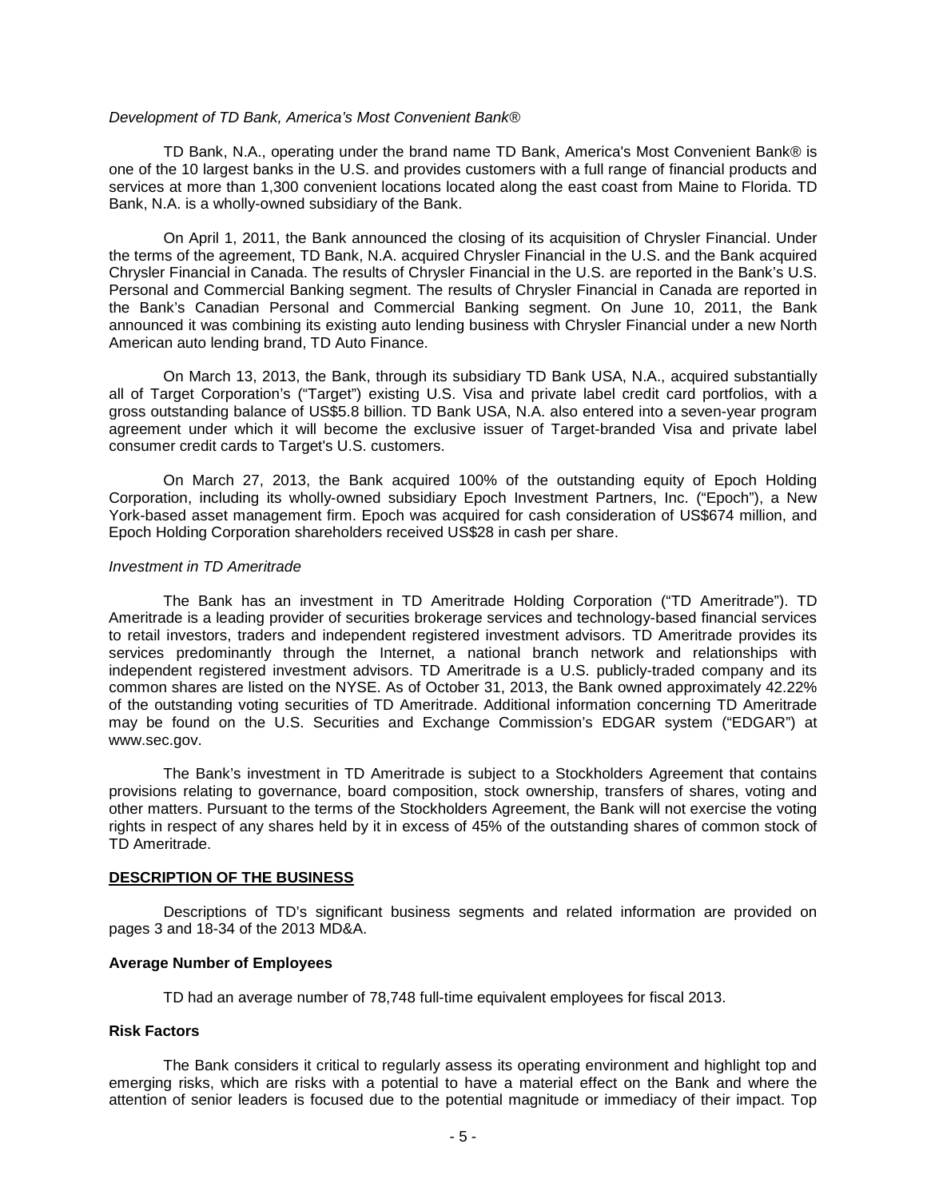*Development of TD Bank, America's Most Convenient Bank®*

TD Bank, N.A., operating under the brand name TD Bank, America's Most Convenient Bank® is one of the 10 largest banks in the U.S. and provides customers with a full range of financial products and services at more than 1,300 convenient locations located along the east coast from Maine to Florida. TD Bank, N.A. is a wholly-owned subsidiary of the Bank.

On April 1, 2011, the Bank announced the closing of its acquisition of Chrysler Financial. Under the terms of the agreement, TD Bank, N.A. acquired Chrysler Financial in the U.S. and the Bank acquired Chrysler Financial in Canada. The results of Chrysler Financial in the U.S. are reported in the Bank's U.S. Personal and Commercial Banking segment. The results of Chrysler Financial in Canada are reported in the Bank's Canadian Personal and Commercial Banking segment. On June 10, 2011, the Bank announced it was combining its existing auto lending business with Chrysler Financial under a new North American auto lending brand, TD Auto Finance.

On March 13, 2013, the Bank, through its subsidiary TD Bank USA, N.A., acquired substantially all of Target Corporation's ("Target") existing U.S. Visa and private label credit card portfolios, with a gross outstanding balance of US$5.8 billion. TD Bank USA, N.A. also entered into a seven-year program agreement under which it will become the exclusive issuer of Target-branded Visa and private label consumer credit cards to Target's U.S. customers.

On March 27, 2013, the Bank acquired 100% of the outstanding equity of Epoch Holding Corporation, including its wholly-owned subsidiary Epoch Investment Partners, Inc. ("Epoch"), a New York-based asset management firm. Epoch was acquired for cash consideration of US$674 million, and Epoch Holding Corporation shareholders received US$28 in cash per share.

*Investment in TD Ameritrade*

The Bank has an investment in TD Ameritrade Holding Corporation ("TD Ameritrade"). TD Ameritrade is a leading provider of securities brokerage services and technology-based financial services to retail investors, traders and independent registered investment advisors. TD Ameritrade provides its services predominantly through the Internet, a national branch network and relationships with independent registered investment advisors. TD Ameritrade is a U.S. publicly-traded company and its common shares are listed on the NYSE. As of October 31, 2013, the Bank owned approximately 42.22% of the outstanding voting securities of TD Ameritrade. Additional information concerning TD Ameritrade may be found on the U.S. Securities and Exchange Commission's EDGAR system ("EDGAR") at www.sec.gov.

The Bank's investment in TD Ameritrade is subject to a Stockholders Agreement that contains provisions relating to governance, board composition, stock ownership, transfers of shares, voting and other matters. Pursuant to the terms of the Stockholders Agreement, the Bank will not exercise the voting rights in respect of any shares held by it in excess of 45% of the outstanding shares of common stock of TD Ameritrade.

## DESCRIPTION OF THE BUSINESS

Descriptions of TD's significant business segments and related information are provided on pages 3 and 18-34 of the 2013 MD&A.

### Average Number of Employees

TD had an average number of 78,748 full-time equivalent employees for fiscal 2013.

### Risk Factors

The Bank considers it critical to regularly assess its operating environment and highlight top and emerging risks, which are risks with a potential to have a material effect on the Bank and where the attention of senior leaders is focused due to the potential magnitude or immediacy of their impact. Top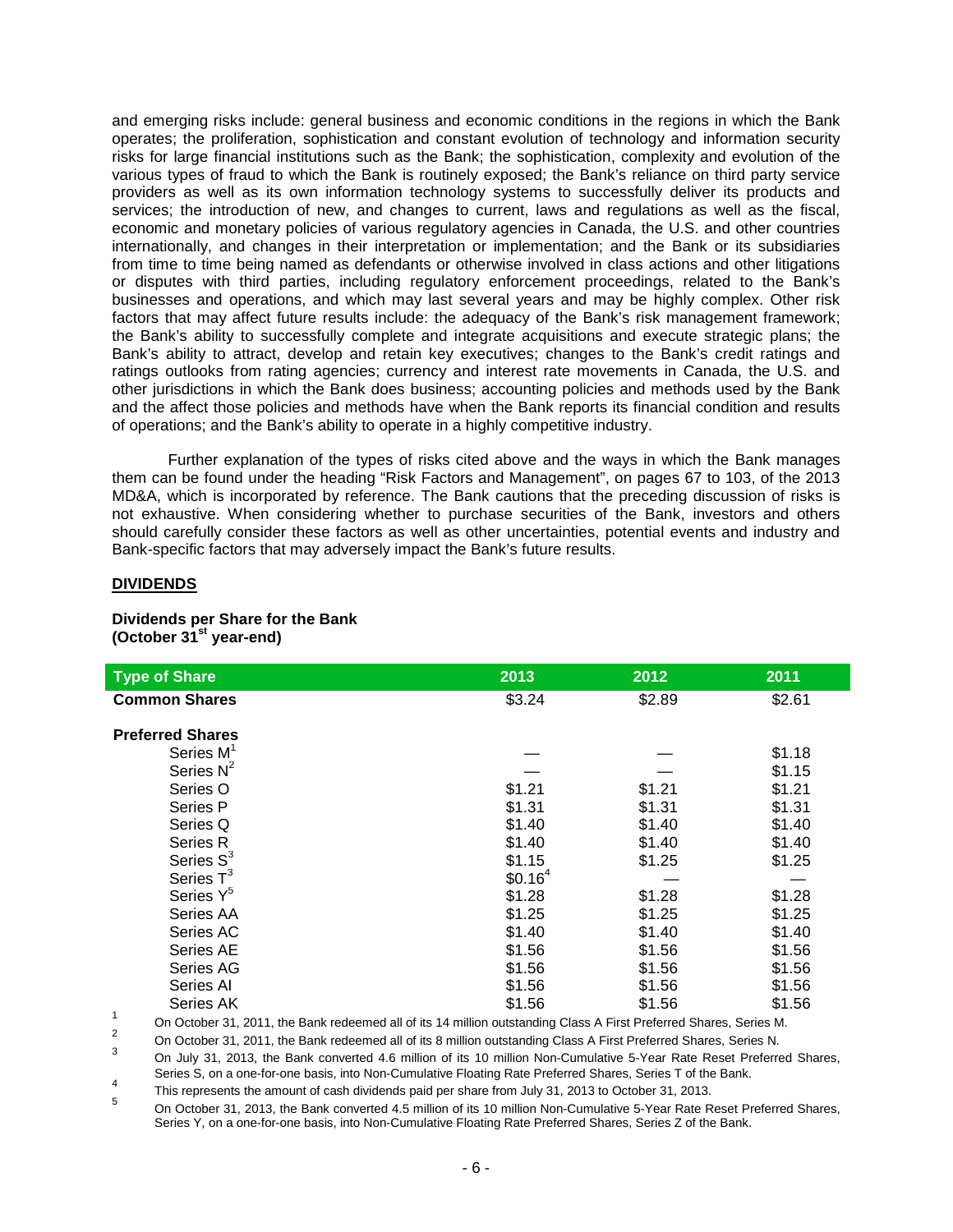and emerging risks include: general business and economic conditions in the regions in which the Bank operates; the proliferation, sophistication and constant evolution of technology and information security risks for large financial institutions such as the Bank; the sophistication, complexity and evolution of the various types of fraud to which the Bank is routinely exposed; the Bank's reliance on third party service providers as well as its own information technology systems to successfully deliver its products and services; the introduction of new, and changes to current, laws and regulations as well as the fiscal, economic and monetary policies of various regulatory agencies in Canada, the U.S. and other countries internationally, and changes in their interpretation or implementation; and the Bank or its subsidiaries from time to time being named as defendants or otherwise involved in class actions and other litigations or disputes with third parties, including regulatory enforcement proceedings, related to the Bank's businesses and operations, and which may last several years and may be highly complex. Other risk factors that may affect future results include: the adequacy of the Bank's risk management framework; the Bank's ability to successfully complete and integrate acquisitions and execute strategic plans; the Bank's ability to attract, develop and retain key executives; changes to the Bank's credit ratings and ratings outlooks from rating agencies; currency and interest rate movements in Canada, the U.S. and other jurisdictions in which the Bank does business; accounting policies and methods used by the Bank and the affect those policies and methods have when the Bank reports its financial condition and results of operations; and the Bank's ability to operate in a highly competitive industry.

Further explanation of the types of risks cited above and the ways in which the Bank manages them can be found under the heading "Risk Factors and Management", on pages 67 to 103, of the 2013 MD&A, which is incorporated by reference. The Bank cautions that the preceding discussion of risks is not exhaustive. When considering whether to purchase securities of the Bank, investors and others should carefully consider these factors as well as other uncertainties, potential events and industry and Bank-specific factors that may adversely impact the Bank's future results.

## DIVIDENDS

**Dividends per Share for the Bank**
**(October 31st year-end)**

| Type of Share | 2013 | 2012 | 2011 |
|---|---|---|---|
| **Common Shares** | \$3.24 | \$2.89 | \$2.61 |
| **Preferred Shares** | | | |
| Series M[1] | — | — | \$1.18 |
| Series N[2] | — | — | \$1.15 |
| Series O | \$1.21 | \$1.21 | \$1.21 |
| Series P | \$1.31 | \$1.31 | \$1.31 |
| Series Q | \$1.40 | \$1.40 | \$1.40 |
| Series R | \$1.40 | \$1.40 | \$1.40 |
| Series S[3] | \$1.15 | \$1.25 | \$1.25 |
| Series T[3] | \$0.16[4] | — | — |
| Series Y[5] | \$1.28 | \$1.28 | \$1.28 |
| Series AA | \$1.25 | \$1.25 | \$1.25 |
| Series AC | \$1.40 | \$1.40 | \$1.40 |
| Series AE | \$1.56 | \$1.56 | \$1.56 |
| Series AG | \$1.56 | \$1.56 | \$1.56 |
| Series AI | \$1.56 | \$1.56 | \$1.56 |
| Series AK | \$1.56 | \$1.56 | \$1.56 |

[1] On October 31, 2011, the Bank redeemed all of its 14 million outstanding Class A First Preferred Shares, Series M.

[2] On October 31, 2011, the Bank redeemed all of its 8 million outstanding Class A First Preferred Shares, Series N.

[3] On July 31, 2013, the Bank converted 4.6 million of its 10 million Non-Cumulative 5-Year Rate Reset Preferred Shares, Series S, on a one-for-one basis, into Non-Cumulative Floating Rate Preferred Shares, Series T of the Bank.

[4] This represents the amount of cash dividends paid per share from July 31, 2013 to October 31, 2013.

[5] On October 31, 2013, the Bank converted 4.5 million of its 10 million Non-Cumulative 5-Year Rate Reset Preferred Shares, Series Y, on a one-for-one basis, into Non-Cumulative Floating Rate Preferred Shares, Series Z of the Bank.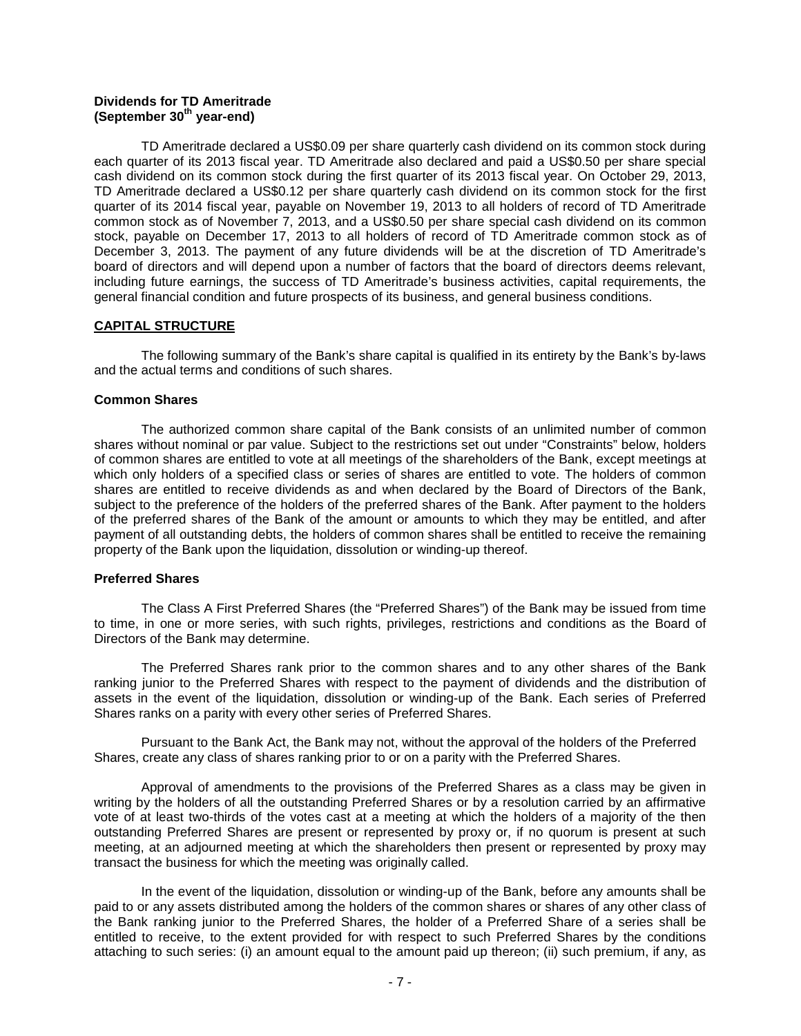**Dividends for TD Ameritrade (September 30th year-end)**

TD Ameritrade declared a US$0.09 per share quarterly cash dividend on its common stock during each quarter of its 2013 fiscal year. TD Ameritrade also declared and paid a US$0.50 per share special cash dividend on its common stock during the first quarter of its 2013 fiscal year. On October 29, 2013, TD Ameritrade declared a US$0.12 per share quarterly cash dividend on its common stock for the first quarter of its 2014 fiscal year, payable on November 19, 2013 to all holders of record of TD Ameritrade common stock as of November 7, 2013, and a US$0.50 per share special cash dividend on its common stock, payable on December 17, 2013 to all holders of record of TD Ameritrade common stock as of December 3, 2013. The payment of any future dividends will be at the discretion of TD Ameritrade's board of directors and will depend upon a number of factors that the board of directors deems relevant, including future earnings, the success of TD Ameritrade's business activities, capital requirements, the general financial condition and future prospects of its business, and general business conditions.

## CAPITAL STRUCTURE

The following summary of the Bank's share capital is qualified in its entirety by the Bank's by-laws and the actual terms and conditions of such shares.

### Common Shares

The authorized common share capital of the Bank consists of an unlimited number of common shares without nominal or par value. Subject to the restrictions set out under "Constraints" below, holders of common shares are entitled to vote at all meetings of the shareholders of the Bank, except meetings at which only holders of a specified class or series of shares are entitled to vote. The holders of common shares are entitled to receive dividends as and when declared by the Board of Directors of the Bank, subject to the preference of the holders of the preferred shares of the Bank. After payment to the holders of the preferred shares of the Bank of the amount or amounts to which they may be entitled, and after payment of all outstanding debts, the holders of common shares shall be entitled to receive the remaining property of the Bank upon the liquidation, dissolution or winding-up thereof.

### Preferred Shares

The Class A First Preferred Shares (the "Preferred Shares") of the Bank may be issued from time to time, in one or more series, with such rights, privileges, restrictions and conditions as the Board of Directors of the Bank may determine.

The Preferred Shares rank prior to the common shares and to any other shares of the Bank ranking junior to the Preferred Shares with respect to the payment of dividends and the distribution of assets in the event of the liquidation, dissolution or winding-up of the Bank. Each series of Preferred Shares ranks on a parity with every other series of Preferred Shares.

Pursuant to the Bank Act, the Bank may not, without the approval of the holders of the Preferred Shares, create any class of shares ranking prior to or on a parity with the Preferred Shares.

Approval of amendments to the provisions of the Preferred Shares as a class may be given in writing by the holders of all the outstanding Preferred Shares or by a resolution carried by an affirmative vote of at least two-thirds of the votes cast at a meeting at which the holders of a majority of the then outstanding Preferred Shares are present or represented by proxy or, if no quorum is present at such meeting, at an adjourned meeting at which the shareholders then present or represented by proxy may transact the business for which the meeting was originally called.

In the event of the liquidation, dissolution or winding-up of the Bank, before any amounts shall be paid to or any assets distributed among the holders of the common shares or shares of any other class of the Bank ranking junior to the Preferred Shares, the holder of a Preferred Share of a series shall be entitled to receive, to the extent provided for with respect to such Preferred Shares by the conditions attaching to such series: (i) an amount equal to the amount paid up thereon; (ii) such premium, if any, as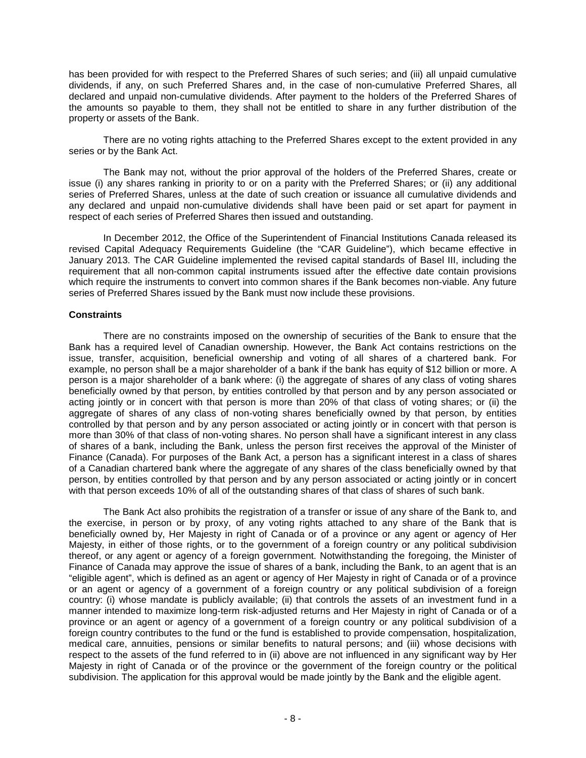has been provided for with respect to the Preferred Shares of such series; and (iii) all unpaid cumulative dividends, if any, on such Preferred Shares and, in the case of non-cumulative Preferred Shares, all declared and unpaid non-cumulative dividends. After payment to the holders of the Preferred Shares of the amounts so payable to them, they shall not be entitled to share in any further distribution of the property or assets of the Bank.

There are no voting rights attaching to the Preferred Shares except to the extent provided in any series or by the Bank Act.

The Bank may not, without the prior approval of the holders of the Preferred Shares, create or issue (i) any shares ranking in priority to or on a parity with the Preferred Shares; or (ii) any additional series of Preferred Shares, unless at the date of such creation or issuance all cumulative dividends and any declared and unpaid non-cumulative dividends shall have been paid or set apart for payment in respect of each series of Preferred Shares then issued and outstanding.

In December 2012, the Office of the Superintendent of Financial Institutions Canada released its revised Capital Adequacy Requirements Guideline (the "CAR Guideline"), which became effective in January 2013. The CAR Guideline implemented the revised capital standards of Basel III, including the requirement that all non-common capital instruments issued after the effective date contain provisions which require the instruments to convert into common shares if the Bank becomes non-viable. Any future series of Preferred Shares issued by the Bank must now include these provisions.

**Constraints**

There are no constraints imposed on the ownership of securities of the Bank to ensure that the Bank has a required level of Canadian ownership. However, the Bank Act contains restrictions on the issue, transfer, acquisition, beneficial ownership and voting of all shares of a chartered bank. For example, no person shall be a major shareholder of a bank if the bank has equity of $12 billion or more. A person is a major shareholder of a bank where: (i) the aggregate of shares of any class of voting shares beneficially owned by that person, by entities controlled by that person and by any person associated or acting jointly or in concert with that person is more than 20% of that class of voting shares; or (ii) the aggregate of shares of any class of non-voting shares beneficially owned by that person, by entities controlled by that person and by any person associated or acting jointly or in concert with that person is more than 30% of that class of non-voting shares. No person shall have a significant interest in any class of shares of a bank, including the Bank, unless the person first receives the approval of the Minister of Finance (Canada). For purposes of the Bank Act, a person has a significant interest in a class of shares of a Canadian chartered bank where the aggregate of any shares of the class beneficially owned by that person, by entities controlled by that person and by any person associated or acting jointly or in concert with that person exceeds 10% of all of the outstanding shares of that class of shares of such bank.

The Bank Act also prohibits the registration of a transfer or issue of any share of the Bank to, and the exercise, in person or by proxy, of any voting rights attached to any share of the Bank that is beneficially owned by, Her Majesty in right of Canada or of a province or any agent or agency of Her Majesty, in either of those rights, or to the government of a foreign country or any political subdivision thereof, or any agent or agency of a foreign government. Notwithstanding the foregoing, the Minister of Finance of Canada may approve the issue of shares of a bank, including the Bank, to an agent that is an "eligible agent", which is defined as an agent or agency of Her Majesty in right of Canada or of a province or an agent or agency of a government of a foreign country or any political subdivision of a foreign country: (i) whose mandate is publicly available; (ii) that controls the assets of an investment fund in a manner intended to maximize long-term risk-adjusted returns and Her Majesty in right of Canada or of a province or an agent or agency of a government of a foreign country or any political subdivision of a foreign country contributes to the fund or the fund is established to provide compensation, hospitalization, medical care, annuities, pensions or similar benefits to natural persons; and (iii) whose decisions with respect to the assets of the fund referred to in (ii) above are not influenced in any significant way by Her Majesty in right of Canada or of the province or the government of the foreign country or the political subdivision. The application for this approval would be made jointly by the Bank and the eligible agent.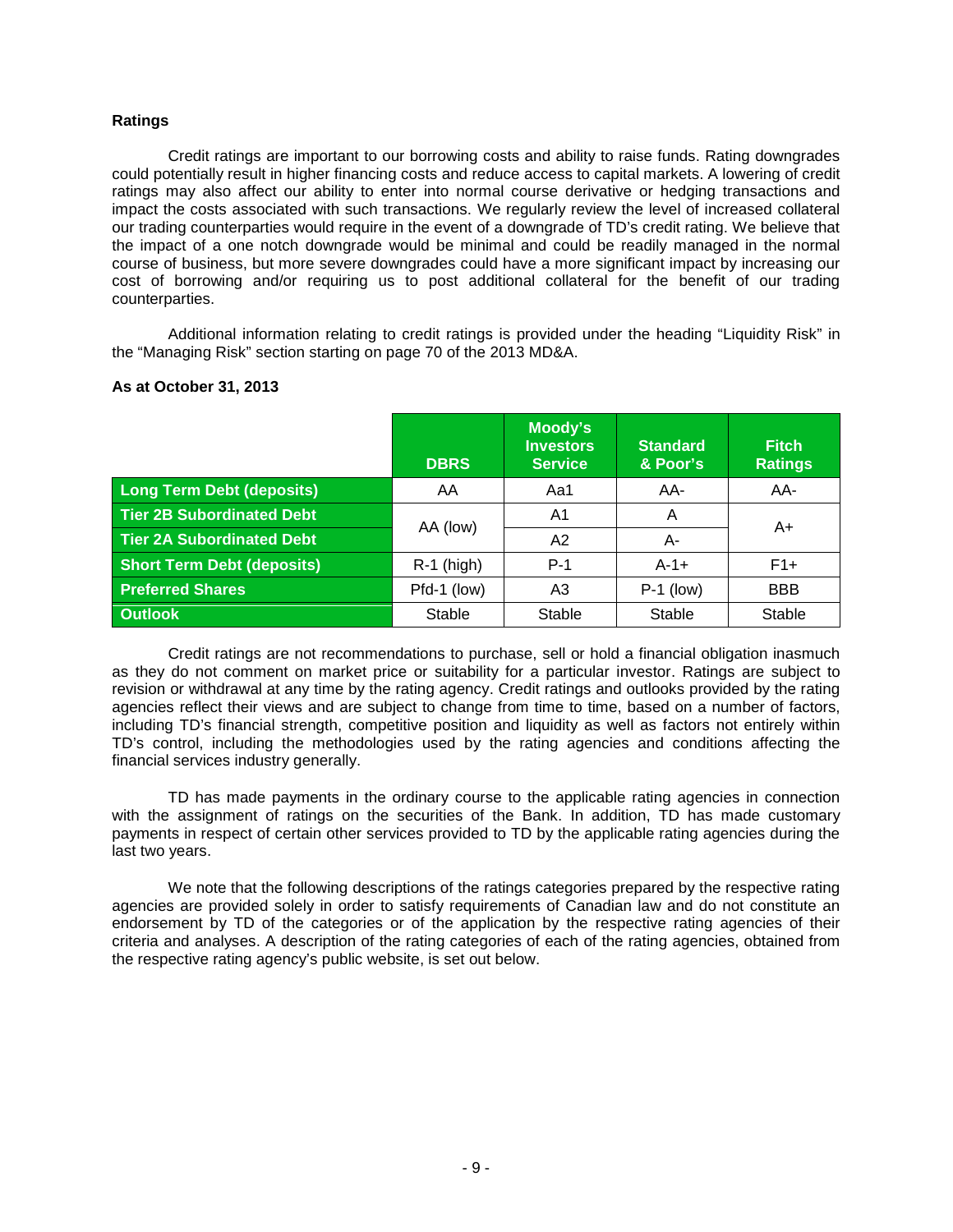### Ratings

Credit ratings are important to our borrowing costs and ability to raise funds. Rating downgrades could potentially result in higher financing costs and reduce access to capital markets. A lowering of credit ratings may also affect our ability to enter into normal course derivative or hedging transactions and impact the costs associated with such transactions. We regularly review the level of increased collateral our trading counterparties would require in the event of a downgrade of TD's credit rating. We believe that the impact of a one notch downgrade would be minimal and could be readily managed in the normal course of business, but more severe downgrades could have a more significant impact by increasing our cost of borrowing and/or requiring us to post additional collateral for the benefit of our trading counterparties.

Additional information relating to credit ratings is provided under the heading "Liquidity Risk" in the "Managing Risk" section starting on page 70 of the 2013 MD&A.

**As at October 31, 2013**

| | DBRS | Moody's Investors Service | Standard & Poor's | Fitch Ratings |
|---|---|---|---|---|
| **Long Term Debt (deposits)** | AA | Aa1 | AA- | AA- |
| **Tier 2B Subordinated Debt** | AA (low) | A1 | A | A+ |
| **Tier 2A Subordinated Debt** | AA (low) | A2 | A- | A+ |
| **Short Term Debt (deposits)** | R-1 (high) | P-1 | A-1+ | F1+ |
| **Preferred Shares** | Pfd-1 (low) | A3 | P-1 (low) | BBB |
| **Outlook** | Stable | Stable | Stable | Stable |

Credit ratings are not recommendations to purchase, sell or hold a financial obligation inasmuch as they do not comment on market price or suitability for a particular investor. Ratings are subject to revision or withdrawal at any time by the rating agency. Credit ratings and outlooks provided by the rating agencies reflect their views and are subject to change from time to time, based on a number of factors, including TD's financial strength, competitive position and liquidity as well as factors not entirely within TD's control, including the methodologies used by the rating agencies and conditions affecting the financial services industry generally.

TD has made payments in the ordinary course to the applicable rating agencies in connection with the assignment of ratings on the securities of the Bank. In addition, TD has made customary payments in respect of certain other services provided to TD by the applicable rating agencies during the last two years.

We note that the following descriptions of the ratings categories prepared by the respective rating agencies are provided solely in order to satisfy requirements of Canadian law and do not constitute an endorsement by TD of the categories or of the application by the respective rating agencies of their criteria and analyses. A description of the rating categories of each of the rating agencies, obtained from the respective rating agency's public website, is set out below.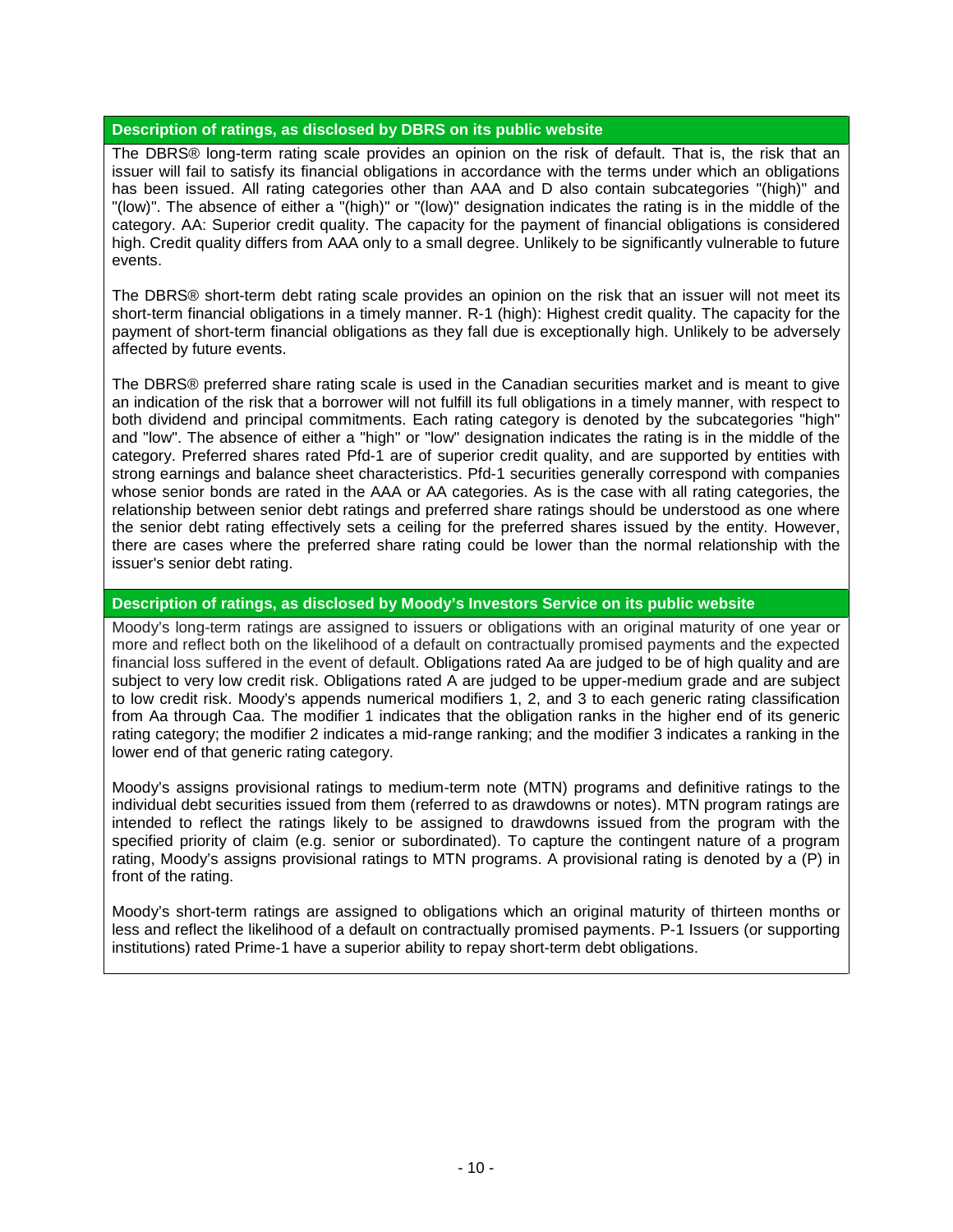**Description of ratings, as disclosed by DBRS on its public website**

The DBRS® long-term rating scale provides an opinion on the risk of default. That is, the risk that an issuer will fail to satisfy its financial obligations in accordance with the terms under which an obligations has been issued. All rating categories other than AAA and D also contain subcategories "(high)" and "(low)". The absence of either a "(high)" or "(low)" designation indicates the rating is in the middle of the category. AA: Superior credit quality. The capacity for the payment of financial obligations is considered high. Credit quality differs from AAA only to a small degree. Unlikely to be significantly vulnerable to future events.

The DBRS® short-term debt rating scale provides an opinion on the risk that an issuer will not meet its short-term financial obligations in a timely manner. R-1 (high): Highest credit quality. The capacity for the payment of short-term financial obligations as they fall due is exceptionally high. Unlikely to be adversely affected by future events.

The DBRS® preferred share rating scale is used in the Canadian securities market and is meant to give an indication of the risk that a borrower will not fulfill its full obligations in a timely manner, with respect to both dividend and principal commitments. Each rating category is denoted by the subcategories "high" and "low". The absence of either a "high" or "low" designation indicates the rating is in the middle of the category. Preferred shares rated Pfd-1 are of superior credit quality, and are supported by entities with strong earnings and balance sheet characteristics. Pfd-1 securities generally correspond with companies whose senior bonds are rated in the AAA or AA categories. As is the case with all rating categories, the relationship between senior debt ratings and preferred share ratings should be understood as one where the senior debt rating effectively sets a ceiling for the preferred shares issued by the entity. However, there are cases where the preferred share rating could be lower than the normal relationship with the issuer's senior debt rating.

**Description of ratings, as disclosed by Moody's Investors Service on its public website**

Moody's long-term ratings are assigned to issuers or obligations with an original maturity of one year or more and reflect both on the likelihood of a default on contractually promised payments and the expected financial loss suffered in the event of default. Obligations rated Aa are judged to be of high quality and are subject to very low credit risk. Obligations rated A are judged to be upper-medium grade and are subject to low credit risk. Moody's appends numerical modifiers 1, 2, and 3 to each generic rating classification from Aa through Caa. The modifier 1 indicates that the obligation ranks in the higher end of its generic rating category; the modifier 2 indicates a mid-range ranking; and the modifier 3 indicates a ranking in the lower end of that generic rating category.

Moody's assigns provisional ratings to medium-term note (MTN) programs and definitive ratings to the individual debt securities issued from them (referred to as drawdowns or notes). MTN program ratings are intended to reflect the ratings likely to be assigned to drawdowns issued from the program with the specified priority of claim (e.g. senior or subordinated). To capture the contingent nature of a program rating, Moody's assigns provisional ratings to MTN programs. A provisional rating is denoted by a (P) in front of the rating.

Moody's short-term ratings are assigned to obligations which an original maturity of thirteen months or less and reflect the likelihood of a default on contractually promised payments. P-1 Issuers (or supporting institutions) rated Prime-1 have a superior ability to repay short-term debt obligations.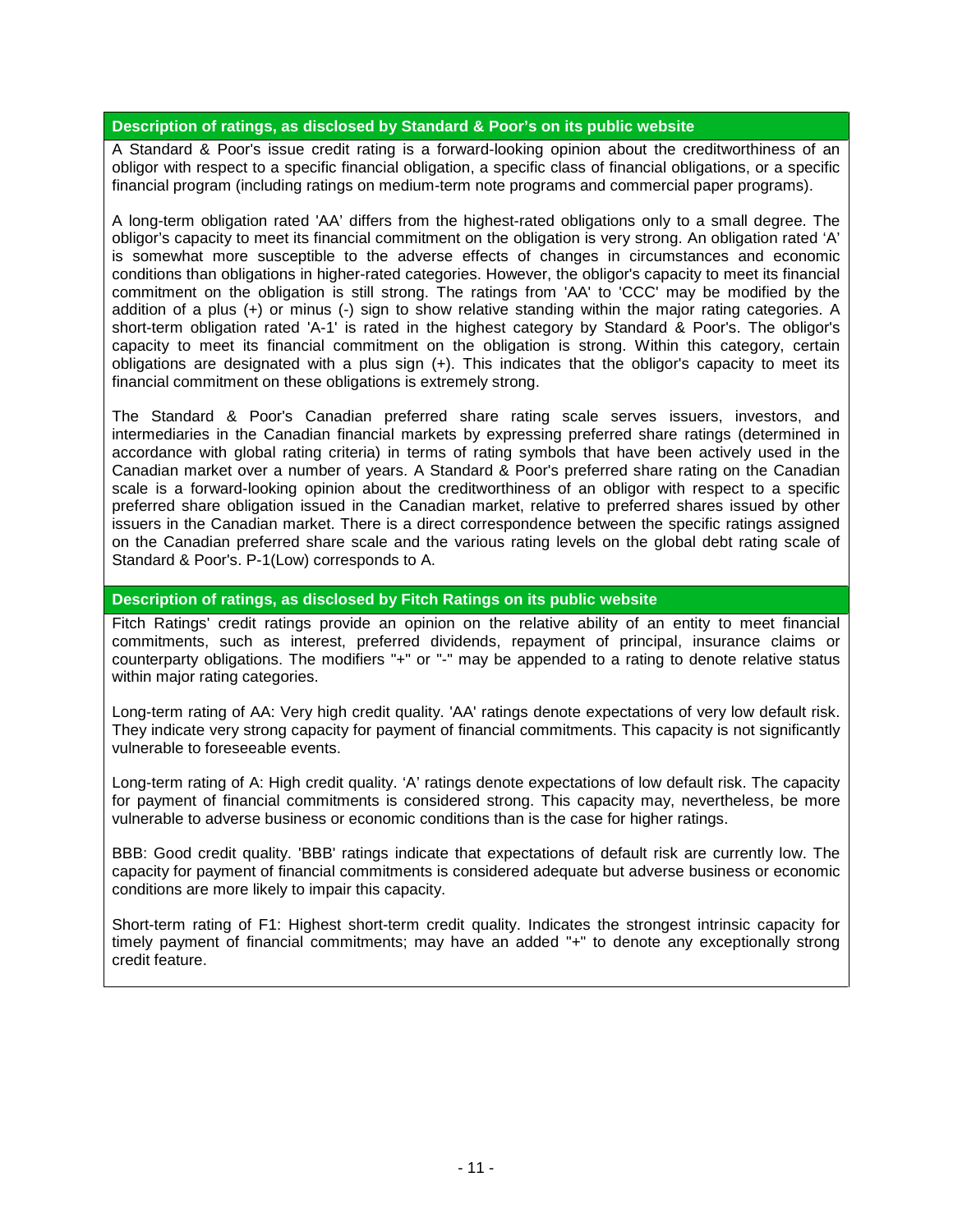### Description of ratings, as disclosed by Standard & Poor's on its public website

A Standard & Poor's issue credit rating is a forward-looking opinion about the creditworthiness of an obligor with respect to a specific financial obligation, a specific class of financial obligations, or a specific financial program (including ratings on medium-term note programs and commercial paper programs).

A long-term obligation rated 'AA' differs from the highest-rated obligations only to a small degree. The obligor's capacity to meet its financial commitment on the obligation is very strong. An obligation rated 'A' is somewhat more susceptible to the adverse effects of changes in circumstances and economic conditions than obligations in higher-rated categories. However, the obligor's capacity to meet its financial commitment on the obligation is still strong. The ratings from 'AA' to 'CCC' may be modified by the addition of a plus (+) or minus (-) sign to show relative standing within the major rating categories. A short-term obligation rated 'A-1' is rated in the highest category by Standard & Poor's. The obligor's capacity to meet its financial commitment on the obligation is strong. Within this category, certain obligations are designated with a plus sign (+). This indicates that the obligor's capacity to meet its financial commitment on these obligations is extremely strong.

The Standard & Poor's Canadian preferred share rating scale serves issuers, investors, and intermediaries in the Canadian financial markets by expressing preferred share ratings (determined in accordance with global rating criteria) in terms of rating symbols that have been actively used in the Canadian market over a number of years. A Standard & Poor's preferred share rating on the Canadian scale is a forward-looking opinion about the creditworthiness of an obligor with respect to a specific preferred share obligation issued in the Canadian market, relative to preferred shares issued by other issuers in the Canadian market. There is a direct correspondence between the specific ratings assigned on the Canadian preferred share scale and the various rating levels on the global debt rating scale of Standard & Poor's. P-1(Low) corresponds to A.

### Description of ratings, as disclosed by Fitch Ratings on its public website

Fitch Ratings' credit ratings provide an opinion on the relative ability of an entity to meet financial commitments, such as interest, preferred dividends, repayment of principal, insurance claims or counterparty obligations. The modifiers "+" or "-" may be appended to a rating to denote relative status within major rating categories.

Long-term rating of AA: Very high credit quality. 'AA' ratings denote expectations of very low default risk. They indicate very strong capacity for payment of financial commitments. This capacity is not significantly vulnerable to foreseeable events.

Long-term rating of A: High credit quality. 'A' ratings denote expectations of low default risk. The capacity for payment of financial commitments is considered strong. This capacity may, nevertheless, be more vulnerable to adverse business or economic conditions than is the case for higher ratings.

BBB: Good credit quality. 'BBB' ratings indicate that expectations of default risk are currently low. The capacity for payment of financial commitments is considered adequate but adverse business or economic conditions are more likely to impair this capacity.

Short-term rating of F1: Highest short-term credit quality. Indicates the strongest intrinsic capacity for timely payment of financial commitments; may have an added "+" to denote any exceptionally strong credit feature.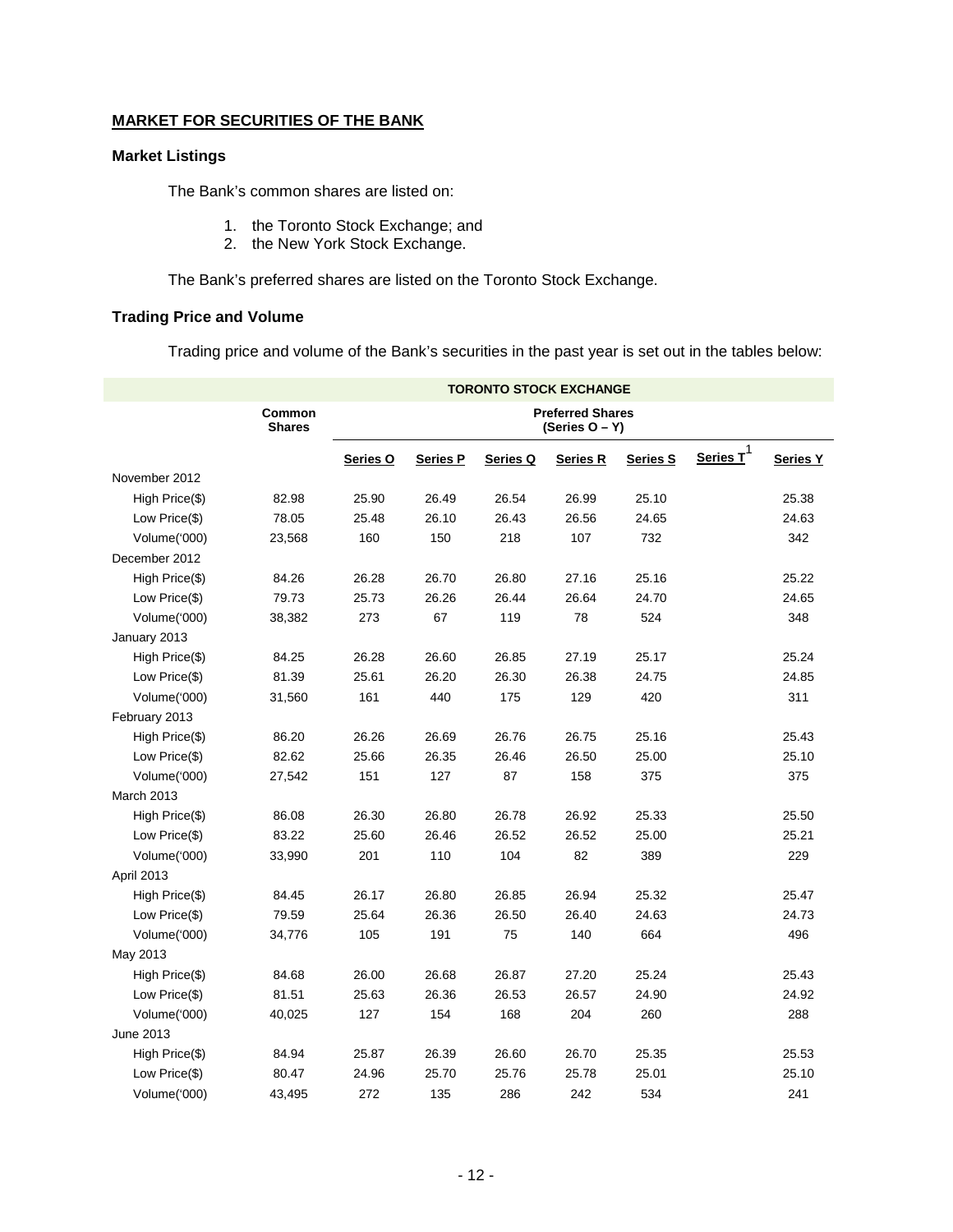## MARKET FOR SECURITIES OF THE BANK

### Market Listings

The Bank's common shares are listed on:

1. the Toronto Stock Exchange; and
2. the New York Stock Exchange.

The Bank's preferred shares are listed on the Toronto Stock Exchange.

### Trading Price and Volume

Trading price and volume of the Bank's securities in the past year is set out in the tables below:

| | TORONTO STOCK EXCHANGE | | | | | | | |
|---|---|---|---|---|---|---|---|---|
| | Common Shares | Preferred Shares (Series O – Y) | | | | | | |
| | | Series O | Series P | Series Q | Series R | Series S | Series T[1] | Series Y |
| November 2012 | | | | | | | | |
| High Price($) | 82.98 | 25.90 | 26.49 | 26.54 | 26.99 | 25.10 | | 25.38 |
| Low Price($) | 78.05 | 25.48 | 26.10 | 26.43 | 26.56 | 24.65 | | 24.63 |
| Volume('000) | 23,568 | 160 | 150 | 218 | 107 | 732 | | 342 |
| December 2012 | | | | | | | | |
| High Price($) | 84.26 | 26.28 | 26.70 | 26.80 | 27.16 | 25.16 | | 25.22 |
| Low Price($) | 79.73 | 25.73 | 26.26 | 26.44 | 26.64 | 24.70 | | 24.65 |
| Volume('000) | 38,382 | 273 | 67 | 119 | 78 | 524 | | 348 |
| January 2013 | | | | | | | | |
| High Price($) | 84.25 | 26.28 | 26.60 | 26.85 | 27.19 | 25.17 | | 25.24 |
| Low Price($) | 81.39 | 25.61 | 26.20 | 26.30 | 26.38 | 24.75 | | 24.85 |
| Volume('000) | 31,560 | 161 | 440 | 175 | 129 | 420 | | 311 |
| February 2013 | | | | | | | | |
| High Price($) | 86.20 | 26.26 | 26.69 | 26.76 | 26.75 | 25.16 | | 25.43 |
| Low Price($) | 82.62 | 25.66 | 26.35 | 26.46 | 26.50 | 25.00 | | 25.10 |
| Volume('000) | 27,542 | 151 | 127 | 87 | 158 | 375 | | 375 |
| March 2013 | | | | | | | | |
| High Price($) | 86.08 | 26.30 | 26.80 | 26.78 | 26.92 | 25.33 | | 25.50 |
| Low Price($) | 83.22 | 25.60 | 26.46 | 26.52 | 26.52 | 25.00 | | 25.21 |
| Volume('000) | 33,990 | 201 | 110 | 104 | 82 | 389 | | 229 |
| April 2013 | | | | | | | | |
| High Price($) | 84.45 | 26.17 | 26.80 | 26.85 | 26.94 | 25.32 | | 25.47 |
| Low Price($) | 79.59 | 25.64 | 26.36 | 26.50 | 26.40 | 24.63 | | 24.73 |
| Volume('000) | 34,776 | 105 | 191 | 75 | 140 | 664 | | 496 |
| May 2013 | | | | | | | | |
| High Price($) | 84.68 | 26.00 | 26.68 | 26.87 | 27.20 | 25.24 | | 25.43 |
| Low Price($) | 81.51 | 25.63 | 26.36 | 26.53 | 26.57 | 24.90 | | 24.92 |
| Volume('000) | 40,025 | 127 | 154 | 168 | 204 | 260 | | 288 |
| June 2013 | | | | | | | | |
| High Price($) | 84.94 | 25.87 | 26.39 | 26.60 | 26.70 | 25.35 | | 25.53 |
| Low Price($) | 80.47 | 24.96 | 25.70 | 25.76 | 25.78 | 25.01 | | 25.10 |
| Volume('000) | 43,495 | 272 | 135 | 286 | 242 | 534 | | 241 |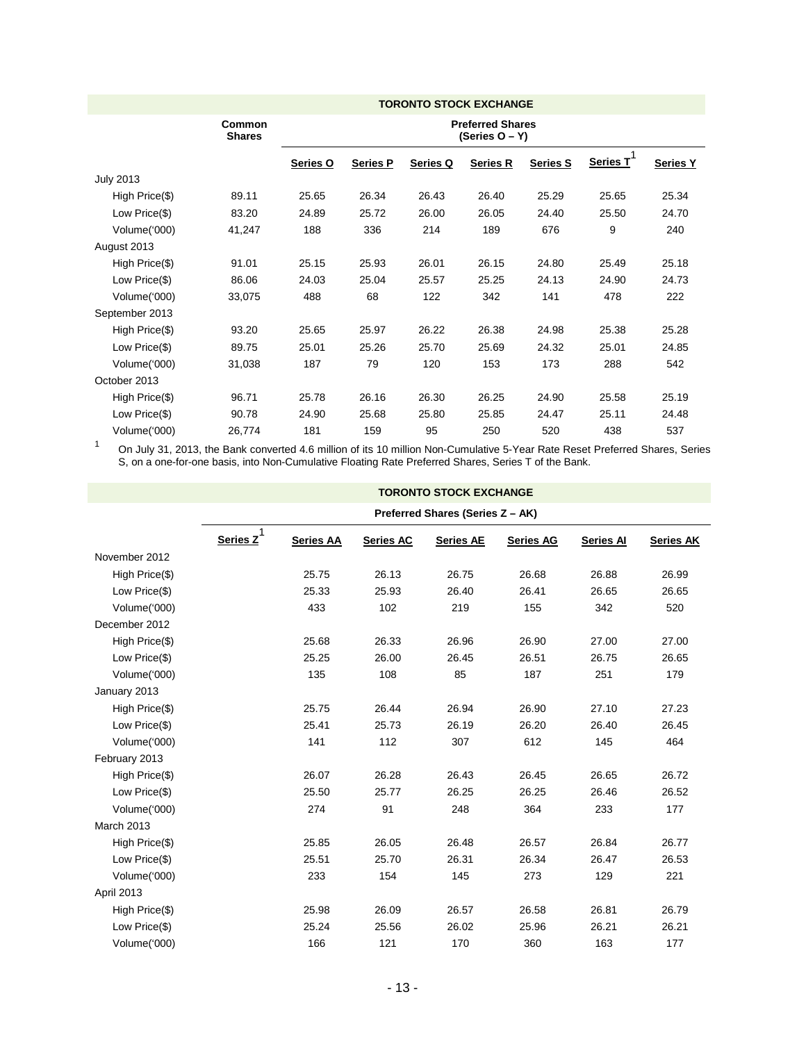| | TORONTO STOCK EXCHANGE | | | | | | | |
|---|---|---|---|---|---|---|---|---|
| | Common Shares | Preferred Shares (Series O – Y) | | | | | | |
| | | Series O | Series P | Series Q | Series R | Series S | Series T[1] | Series Y |
| July 2013 | | | | | | | | |
| High Price($) | 89.11 | 25.65 | 26.34 | 26.43 | 26.40 | 25.29 | 25.65 | 25.34 |
| Low Price($) | 83.20 | 24.89 | 25.72 | 26.00 | 26.05 | 24.40 | 25.50 | 24.70 |
| Volume('000) | 41,247 | 188 | 336 | 214 | 189 | 676 | 9 | 240 |
| August 2013 | | | | | | | | |
| High Price($) | 91.01 | 25.15 | 25.93 | 26.01 | 26.15 | 24.80 | 25.49 | 25.18 |
| Low Price($) | 86.06 | 24.03 | 25.04 | 25.57 | 25.25 | 24.13 | 24.90 | 24.73 |
| Volume('000) | 33,075 | 488 | 68 | 122 | 342 | 141 | 478 | 222 |
| September 2013 | | | | | | | | |
| High Price($) | 93.20 | 25.65 | 25.97 | 26.22 | 26.38 | 24.98 | 25.38 | 25.28 |
| Low Price($) | 89.75 | 25.01 | 25.26 | 25.70 | 25.69 | 24.32 | 25.01 | 24.85 |
| Volume('000) | 31,038 | 187 | 79 | 120 | 153 | 173 | 288 | 542 |
| October 2013 | | | | | | | | |
| High Price($) | 96.71 | 25.78 | 26.16 | 26.30 | 26.25 | 24.90 | 25.58 | 25.19 |
| Low Price($) | 90.78 | 24.90 | 25.68 | 25.80 | 25.85 | 24.47 | 25.11 | 24.48 |
| Volume('000) | 26,774 | 181 | 159 | 95 | 250 | 520 | 438 | 537 |

[1] On July 31, 2013, the Bank converted 4.6 million of its 10 million Non-Cumulative 5-Year Rate Reset Preferred Shares, Series S, on a one-for-one basis, into Non-Cumulative Floating Rate Preferred Shares, Series T of the Bank.

| | TORONTO STOCK EXCHANGE | | | | | | |
|---|---|---|---|---|---|---|---|
| | Preferred Shares (Series Z – AK) | | | | | | |
| | Series Z[1] | Series AA | Series AC | Series AE | Series AG | Series AI | Series AK |
| November 2012 | | | | | | | |
| High Price($) | | 25.75 | 26.13 | 26.75 | 26.68 | 26.88 | 26.99 |
| Low Price($) | | 25.33 | 25.93 | 26.40 | 26.41 | 26.65 | 26.65 |
| Volume('000) | | 433 | 102 | 219 | 155 | 342 | 520 |
| December 2012 | | | | | | | |
| High Price($) | | 25.68 | 26.33 | 26.96 | 26.90 | 27.00 | 27.00 |
| Low Price($) | | 25.25 | 26.00 | 26.45 | 26.51 | 26.75 | 26.65 |
| Volume('000) | | 135 | 108 | 85 | 187 | 251 | 179 |
| January 2013 | | | | | | | |
| High Price($) | | 25.75 | 26.44 | 26.94 | 26.90 | 27.10 | 27.23 |
| Low Price($) | | 25.41 | 25.73 | 26.19 | 26.20 | 26.40 | 26.45 |
| Volume('000) | | 141 | 112 | 307 | 612 | 145 | 464 |
| February 2013 | | | | | | | |
| High Price($) | | 26.07 | 26.28 | 26.43 | 26.45 | 26.65 | 26.72 |
| Low Price($) | | 25.50 | 25.77 | 26.25 | 26.25 | 26.46 | 26.52 |
| Volume('000) | | 274 | 91 | 248 | 364 | 233 | 177 |
| March 2013 | | | | | | | |
| High Price($) | | 25.85 | 26.05 | 26.48 | 26.57 | 26.84 | 26.77 |
| Low Price($) | | 25.51 | 25.70 | 26.31 | 26.34 | 26.47 | 26.53 |
| Volume('000) | | 233 | 154 | 145 | 273 | 129 | 221 |
| April 2013 | | | | | | | |
| High Price($) | | 25.98 | 26.09 | 26.57 | 26.58 | 26.81 | 26.79 |
| Low Price($) | | 25.24 | 25.56 | 26.02 | 25.96 | 26.21 | 26.21 |
| Volume('000) | | 166 | 121 | 170 | 360 | 163 | 177 |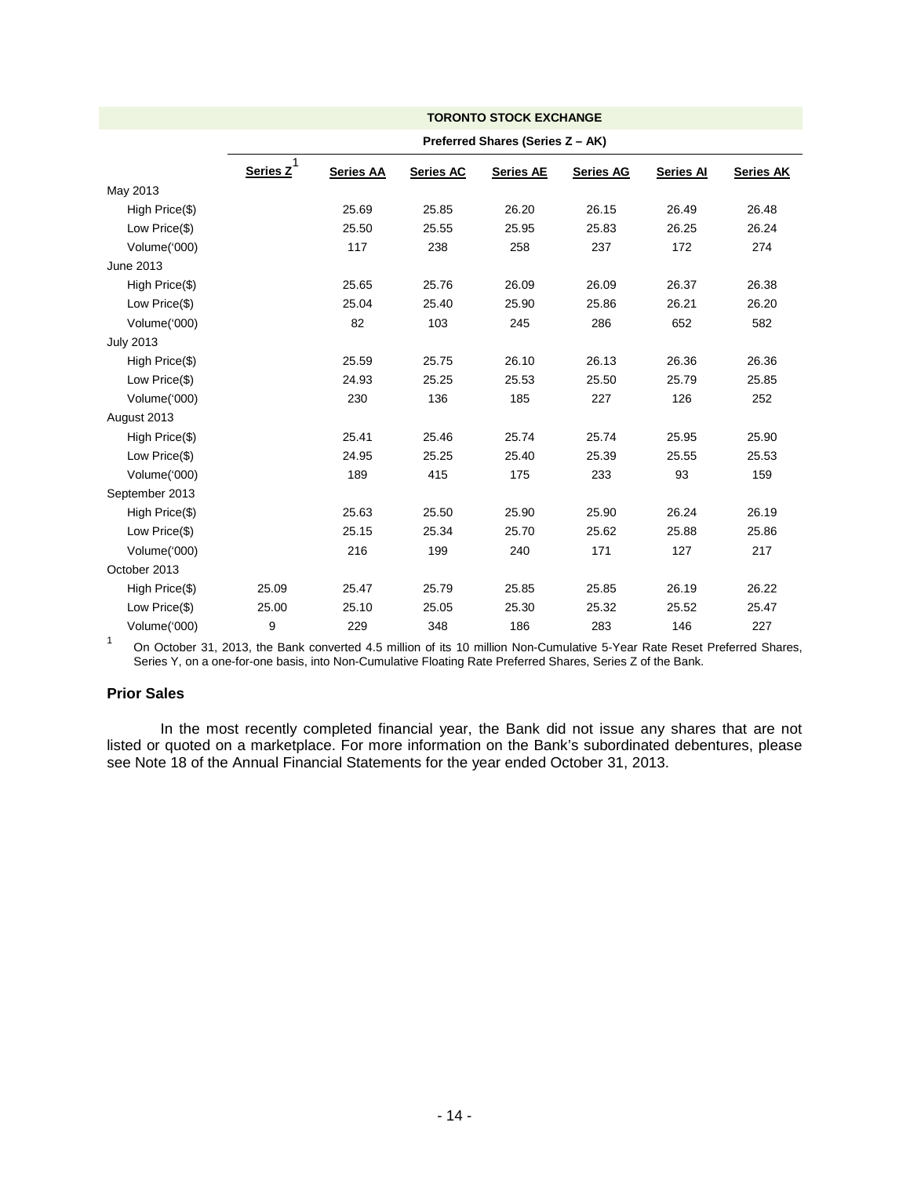| | TORONTO STOCK EXCHANGE | | | | | | |
|---|---|---|---|---|---|---|---|
| | Preferred Shares (Series Z – AK) | | | | | | |
| | Series Z[1] | Series AA | Series AC | Series AE | Series AG | Series AI | Series AK |
| May 2013 | | | | | | | |
| High Price($) | | 25.69 | 25.85 | 26.20 | 26.15 | 26.49 | 26.48 |
| Low Price($) | | 25.50 | 25.55 | 25.95 | 25.83 | 26.25 | 26.24 |
| Volume('000) | | 117 | 238 | 258 | 237 | 172 | 274 |
| June 2013 | | | | | | | |
| High Price($) | | 25.65 | 25.76 | 26.09 | 26.09 | 26.37 | 26.38 |
| Low Price($) | | 25.04 | 25.40 | 25.90 | 25.86 | 26.21 | 26.20 |
| Volume('000) | | 82 | 103 | 245 | 286 | 652 | 582 |
| July 2013 | | | | | | | |
| High Price($) | | 25.59 | 25.75 | 26.10 | 26.13 | 26.36 | 26.36 |
| Low Price($) | | 24.93 | 25.25 | 25.53 | 25.50 | 25.79 | 25.85 |
| Volume('000) | | 230 | 136 | 185 | 227 | 126 | 252 |
| August 2013 | | | | | | | |
| High Price($) | | 25.41 | 25.46 | 25.74 | 25.74 | 25.95 | 25.90 |
| Low Price($) | | 24.95 | 25.25 | 25.40 | 25.39 | 25.55 | 25.53 |
| Volume('000) | | 189 | 415 | 175 | 233 | 93 | 159 |
| September 2013 | | | | | | | |
| High Price($) | | 25.63 | 25.50 | 25.90 | 25.90 | 26.24 | 26.19 |
| Low Price($) | | 25.15 | 25.34 | 25.70 | 25.62 | 25.88 | 25.86 |
| Volume('000) | | 216 | 199 | 240 | 171 | 127 | 217 |
| October 2013 | | | | | | | |
| High Price($) | 25.09 | 25.47 | 25.79 | 25.85 | 25.85 | 26.19 | 26.22 |
| Low Price($) | 25.00 | 25.10 | 25.05 | 25.30 | 25.32 | 25.52 | 25.47 |
| Volume('000) | 9 | 229 | 348 | 186 | 283 | 146 | 227 |

[1] On October 31, 2013, the Bank converted 4.5 million of its 10 million Non-Cumulative 5-Year Rate Reset Preferred Shares, Series Y, on a one-for-one basis, into Non-Cumulative Floating Rate Preferred Shares, Series Z of the Bank.

### Prior Sales

In the most recently completed financial year, the Bank did not issue any shares that are not listed or quoted on a marketplace. For more information on the Bank's subordinated debentures, please see Note 18 of the Annual Financial Statements for the year ended October 31, 2013.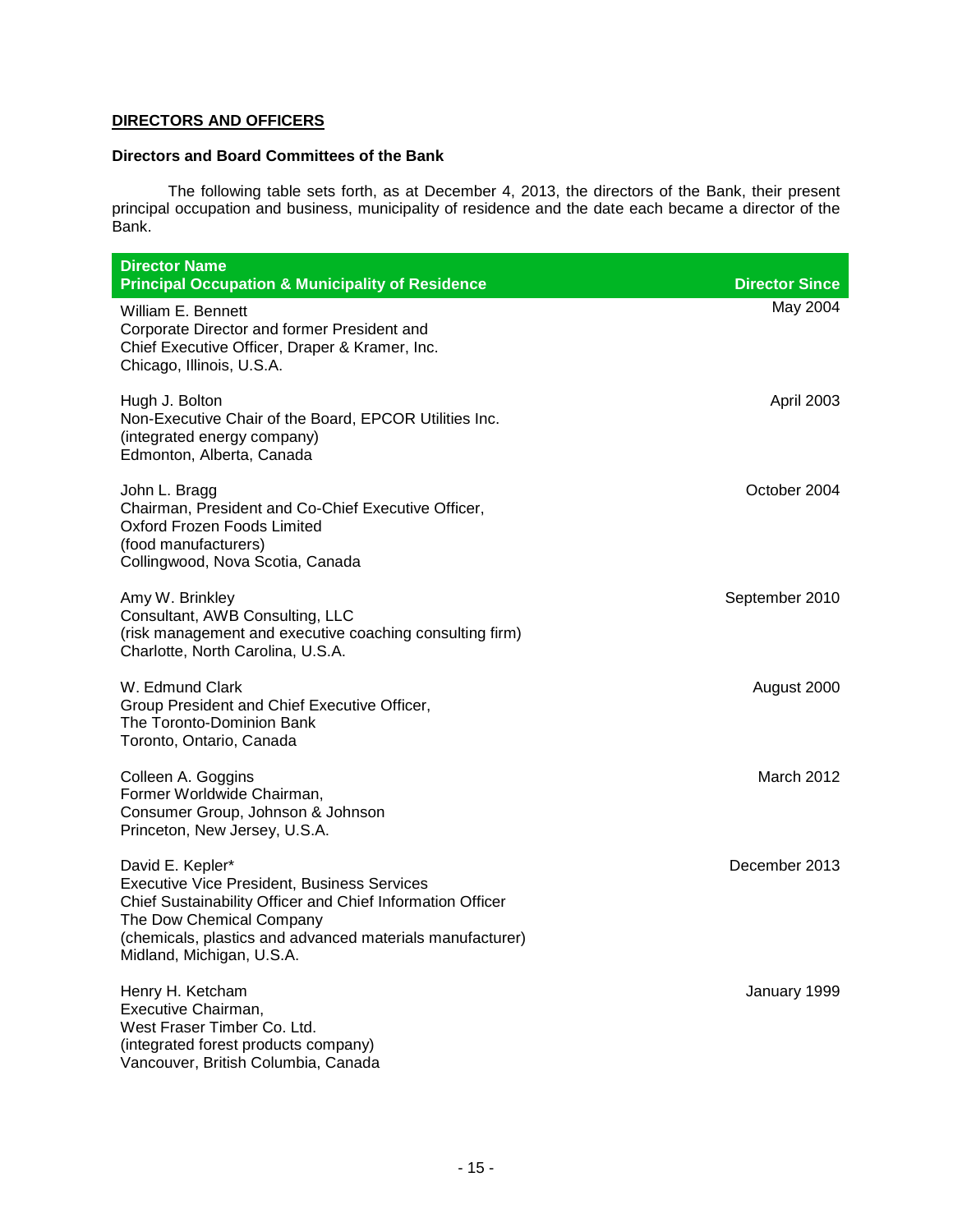## DIRECTORS AND OFFICERS

### Directors and Board Committees of the Bank

The following table sets forth, as at December 4, 2013, the directors of the Bank, their present principal occupation and business, municipality of residence and the date each became a director of the Bank.

| Director Name<br>Principal Occupation & Municipality of Residence | Director Since |
|---|---|
| William E. Bennett<br>Corporate Director and former President and Chief Executive Officer, Draper & Kramer, Inc.<br>Chicago, Illinois, U.S.A. | May 2004 |
| Hugh J. Bolton<br>Non-Executive Chair of the Board, EPCOR Utilities Inc.<br>(integrated energy company)<br>Edmonton, Alberta, Canada | April 2003 |
| John L. Bragg<br>Chairman, President and Co-Chief Executive Officer, Oxford Frozen Foods Limited<br>(food manufacturers)<br>Collingwood, Nova Scotia, Canada | October 2004 |
| Amy W. Brinkley<br>Consultant, AWB Consulting, LLC<br>(risk management and executive coaching consulting firm)<br>Charlotte, North Carolina, U.S.A. | September 2010 |
| W. Edmund Clark<br>Group President and Chief Executive Officer, The Toronto-Dominion Bank<br>Toronto, Ontario, Canada | August 2000 |
| Colleen A. Goggins<br>Former Worldwide Chairman, Consumer Group, Johnson & Johnson<br>Princeton, New Jersey, U.S.A. | March 2012 |
| David E. Kepler*<br>Executive Vice President, Business Services<br>Chief Sustainability Officer and Chief Information Officer<br>The Dow Chemical Company<br>(chemicals, plastics and advanced materials manufacturer)<br>Midland, Michigan, U.S.A. | December 2013 |
| Henry H. Ketcham<br>Executive Chairman, West Fraser Timber Co. Ltd.<br>(integrated forest products company)<br>Vancouver, British Columbia, Canada | January 1999 |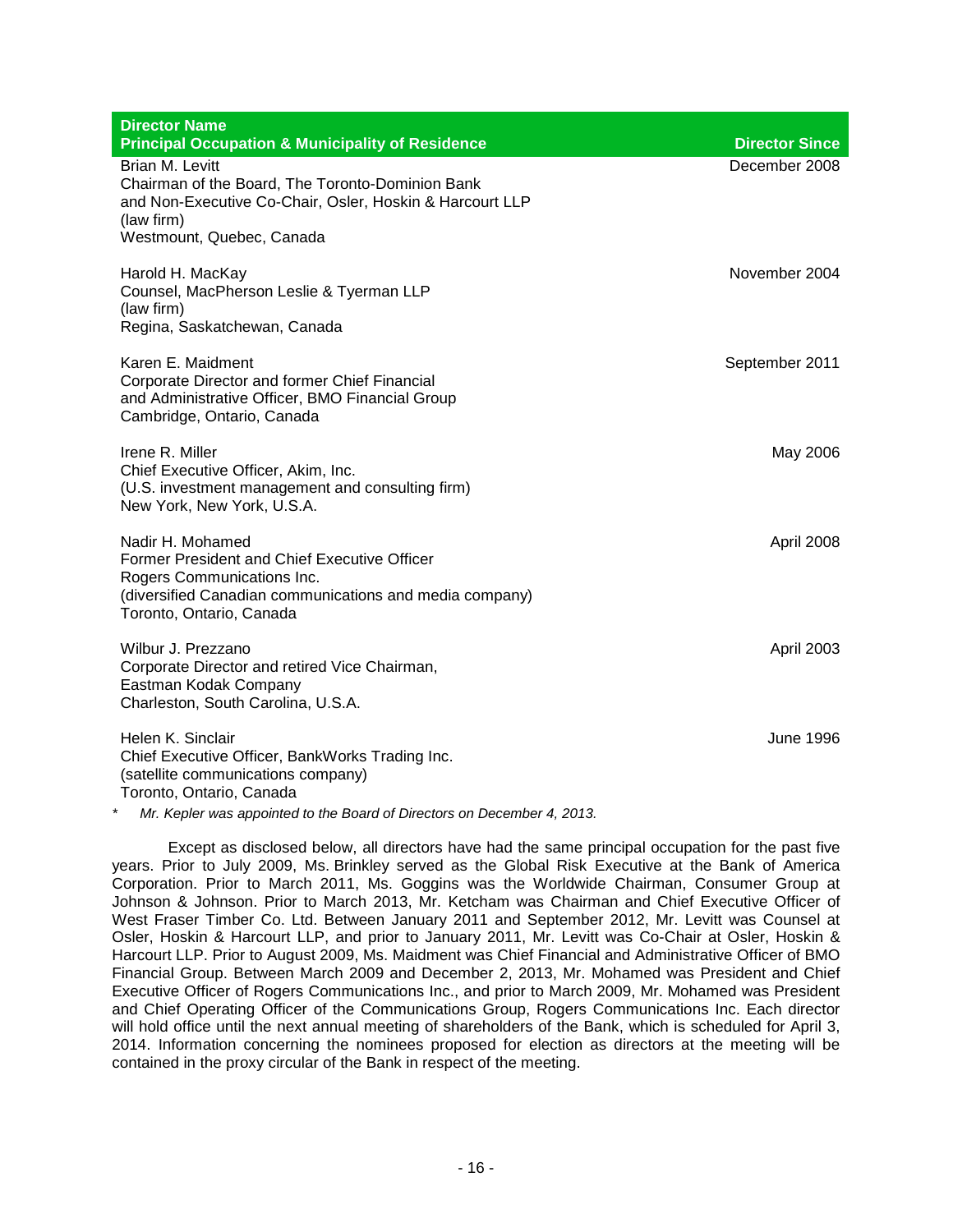| Director Name<br>Principal Occupation & Municipality of Residence | Director Since |
| --- | --- |
| Brian M. Levitt<br>Chairman of the Board, The Toronto-Dominion Bank<br>and Non-Executive Co-Chair, Osler, Hoskin & Harcourt LLP<br>(law firm)<br>Westmount, Quebec, Canada | December 2008 |
| Harold H. MacKay<br>Counsel, MacPherson Leslie & Tyerman LLP<br>(law firm)<br>Regina, Saskatchewan, Canada | November 2004 |
| Karen E. Maidment<br>Corporate Director and former Chief Financial<br>and Administrative Officer, BMO Financial Group<br>Cambridge, Ontario, Canada | September 2011 |
| Irene R. Miller<br>Chief Executive Officer, Akim, Inc.<br>(U.S. investment management and consulting firm)<br>New York, New York, U.S.A. | May 2006 |
| Nadir H. Mohamed<br>Former President and Chief Executive Officer<br>Rogers Communications Inc.<br>(diversified Canadian communications and media company)<br>Toronto, Ontario, Canada | April 2008 |
| Wilbur J. Prezzano<br>Corporate Director and retired Vice Chairman,<br>Eastman Kodak Company<br>Charleston, South Carolina, U.S.A. | April 2003 |
| Helen K. Sinclair<br>Chief Executive Officer, BankWorks Trading Inc.<br>(satellite communications company)<br>Toronto, Ontario, Canada | June 1996 |

\* *Mr. Kepler was appointed to the Board of Directors on December 4, 2013.*

Except as disclosed below, all directors have had the same principal occupation for the past five years. Prior to July 2009, Ms. Brinkley served as the Global Risk Executive at the Bank of America Corporation. Prior to March 2011, Ms. Goggins was the Worldwide Chairman, Consumer Group at Johnson & Johnson. Prior to March 2013, Mr. Ketcham was Chairman and Chief Executive Officer of West Fraser Timber Co. Ltd. Between January 2011 and September 2012, Mr. Levitt was Counsel at Osler, Hoskin & Harcourt LLP, and prior to January 2011, Mr. Levitt was Co-Chair at Osler, Hoskin & Harcourt LLP. Prior to August 2009, Ms. Maidment was Chief Financial and Administrative Officer of BMO Financial Group. Between March 2009 and December 2, 2013, Mr. Mohamed was President and Chief Executive Officer of Rogers Communications Inc., and prior to March 2009, Mr. Mohamed was President and Chief Operating Officer of the Communications Group, Rogers Communications Inc. Each director will hold office until the next annual meeting of shareholders of the Bank, which is scheduled for April 3, 2014. Information concerning the nominees proposed for election as directors at the meeting will be contained in the proxy circular of the Bank in respect of the meeting.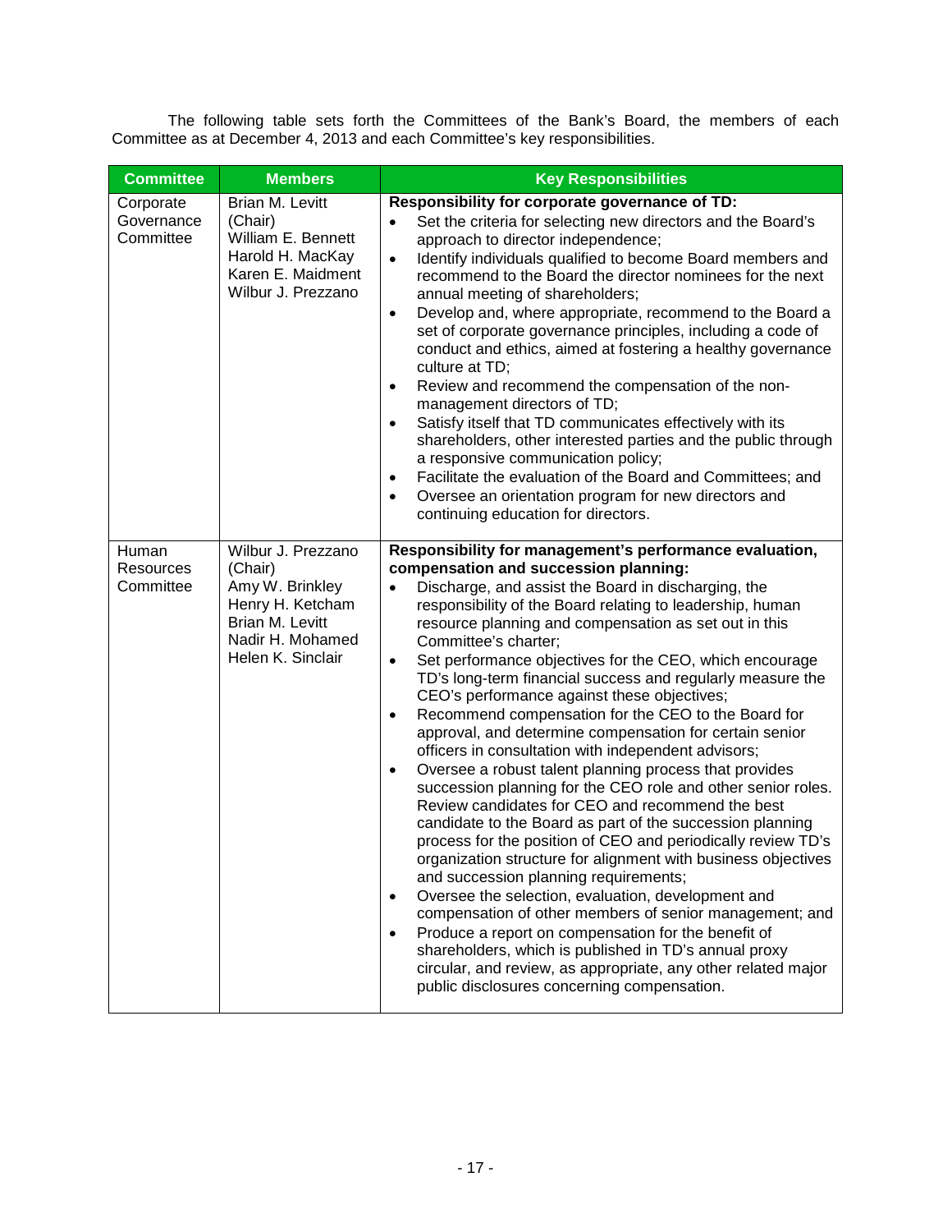The following table sets forth the Committees of the Bank's Board, the members of each Committee as at December 4, 2013 and each Committee's key responsibilities.

| Committee | Members | Key Responsibilities |
|---|---|---|
| Corporate Governance Committee | Brian M. Levitt (Chair)<br>William E. Bennett<br>Harold H. MacKay<br>Karen E. Maidment<br>Wilbur J. Prezzano | **Responsibility for corporate governance of TD:**<br>• Set the criteria for selecting new directors and the Board's approach to director independence;<br>• Identify individuals qualified to become Board members and recommend to the Board the director nominees for the next annual meeting of shareholders;<br>• Develop and, where appropriate, recommend to the Board a set of corporate governance principles, including a code of conduct and ethics, aimed at fostering a healthy governance culture at TD;<br>• Review and recommend the compensation of the non-management directors of TD;<br>• Satisfy itself that TD communicates effectively with its shareholders, other interested parties and the public through a responsive communication policy;<br>• Facilitate the evaluation of the Board and Committees; and<br>• Oversee an orientation program for new directors and continuing education for directors. |
| Human Resources Committee | Wilbur J. Prezzano (Chair)<br>Amy W. Brinkley<br>Henry H. Ketcham<br>Brian M. Levitt<br>Nadir H. Mohamed<br>Helen K. Sinclair | **Responsibility for management's performance evaluation, compensation and succession planning:**<br>• Discharge, and assist the Board in discharging, the responsibility of the Board relating to leadership, human resource planning and compensation as set out in this Committee's charter;<br>• Set performance objectives for the CEO, which encourage TD's long-term financial success and regularly measure the CEO's performance against these objectives;<br>• Recommend compensation for the CEO to the Board for approval, and determine compensation for certain senior officers in consultation with independent advisors;<br>• Oversee a robust talent planning process that provides succession planning for the CEO role and other senior roles. Review candidates for CEO and recommend the best candidate to the Board as part of the succession planning process for the position of CEO and periodically review TD's organization structure for alignment with business objectives and succession planning requirements;<br>• Oversee the selection, evaluation, development and compensation of other members of senior management; and<br>• Produce a report on compensation for the benefit of shareholders, which is published in TD's annual proxy circular, and review, as appropriate, any other related major public disclosures concerning compensation. |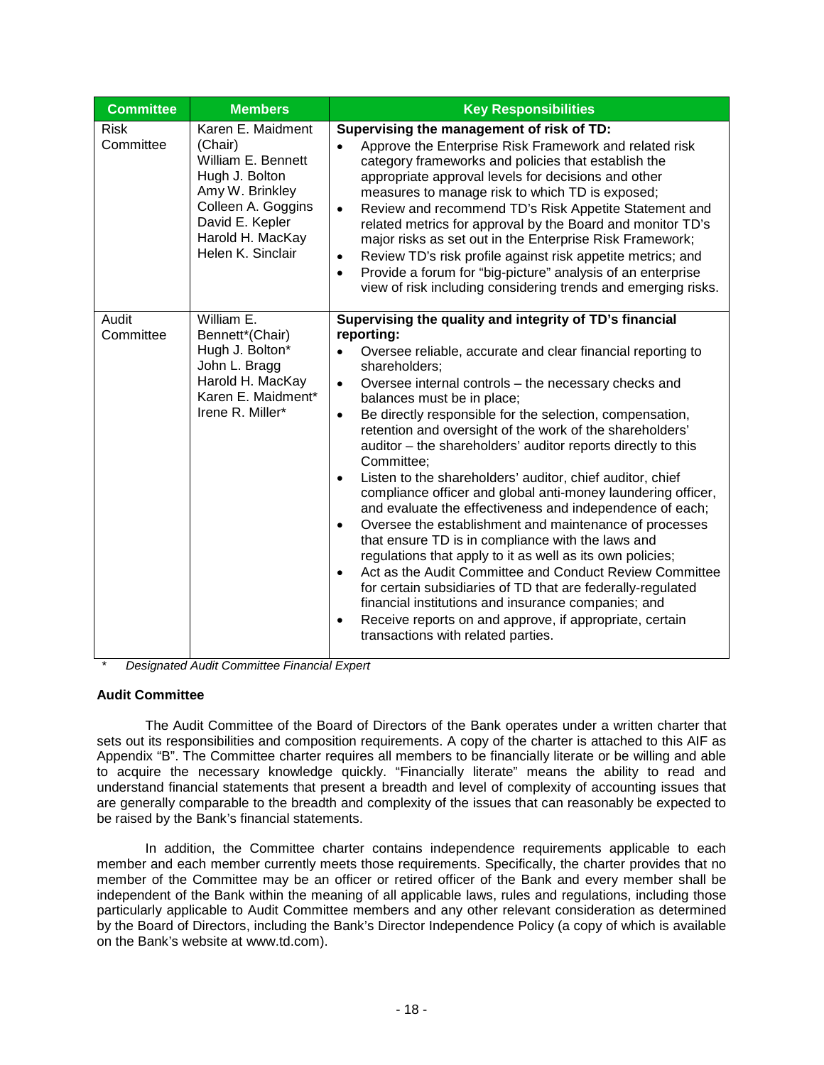| Committee | Members | Key Responsibilities |
|---|---|---|
| Risk Committee | Karen E. Maidment (Chair)<br>William E. Bennett<br>Hugh J. Bolton<br>Amy W. Brinkley<br>Colleen A. Goggins<br>David E. Kepler<br>Harold H. MacKay<br>Helen K. Sinclair | **Supervising the management of risk of TD:**<br>• Approve the Enterprise Risk Framework and related risk category frameworks and policies that establish the appropriate approval levels for decisions and other measures to manage risk to which TD is exposed;<br>• Review and recommend TD's Risk Appetite Statement and related metrics for approval by the Board and monitor TD's major risks as set out in the Enterprise Risk Framework;<br>• Review TD's risk profile against risk appetite metrics; and<br>• Provide a forum for "big-picture" analysis of an enterprise view of risk including considering trends and emerging risks. |
| Audit Committee | William E. Bennett*(Chair)<br>Hugh J. Bolton*<br>John L. Bragg<br>Harold H. MacKay<br>Karen E. Maidment*<br>Irene R. Miller* | **Supervising the quality and integrity of TD's financial reporting:**<br>• Oversee reliable, accurate and clear financial reporting to shareholders;<br>• Oversee internal controls – the necessary checks and balances must be in place;<br>• Be directly responsible for the selection, compensation, retention and oversight of the work of the shareholders' auditor – the shareholders' auditor reports directly to this Committee;<br>• Listen to the shareholders' auditor, chief auditor, chief compliance officer and global anti-money laundering officer, and evaluate the effectiveness and independence of each;<br>• Oversee the establishment and maintenance of processes that ensure TD is in compliance with the laws and regulations that apply to it as well as its own policies;<br>• Act as the Audit Committee and Conduct Review Committee for certain subsidiaries of TD that are federally-regulated financial institutions and insurance companies; and<br>• Receive reports on and approve, if appropriate, certain transactions with related parties. |

\* *Designated Audit Committee Financial Expert*

**Audit Committee**

The Audit Committee of the Board of Directors of the Bank operates under a written charter that sets out its responsibilities and composition requirements. A copy of the charter is attached to this AIF as Appendix "B". The Committee charter requires all members to be financially literate or be willing and able to acquire the necessary knowledge quickly. "Financially literate" means the ability to read and understand financial statements that present a breadth and level of complexity of accounting issues that are generally comparable to the breadth and complexity of the issues that can reasonably be expected to be raised by the Bank's financial statements.

In addition, the Committee charter contains independence requirements applicable to each member and each member currently meets those requirements. Specifically, the charter provides that no member of the Committee may be an officer or retired officer of the Bank and every member shall be independent of the Bank within the meaning of all applicable laws, rules and regulations, including those particularly applicable to Audit Committee members and any other relevant consideration as determined by the Board of Directors, including the Bank's Director Independence Policy (a copy of which is available on the Bank's website at www.td.com).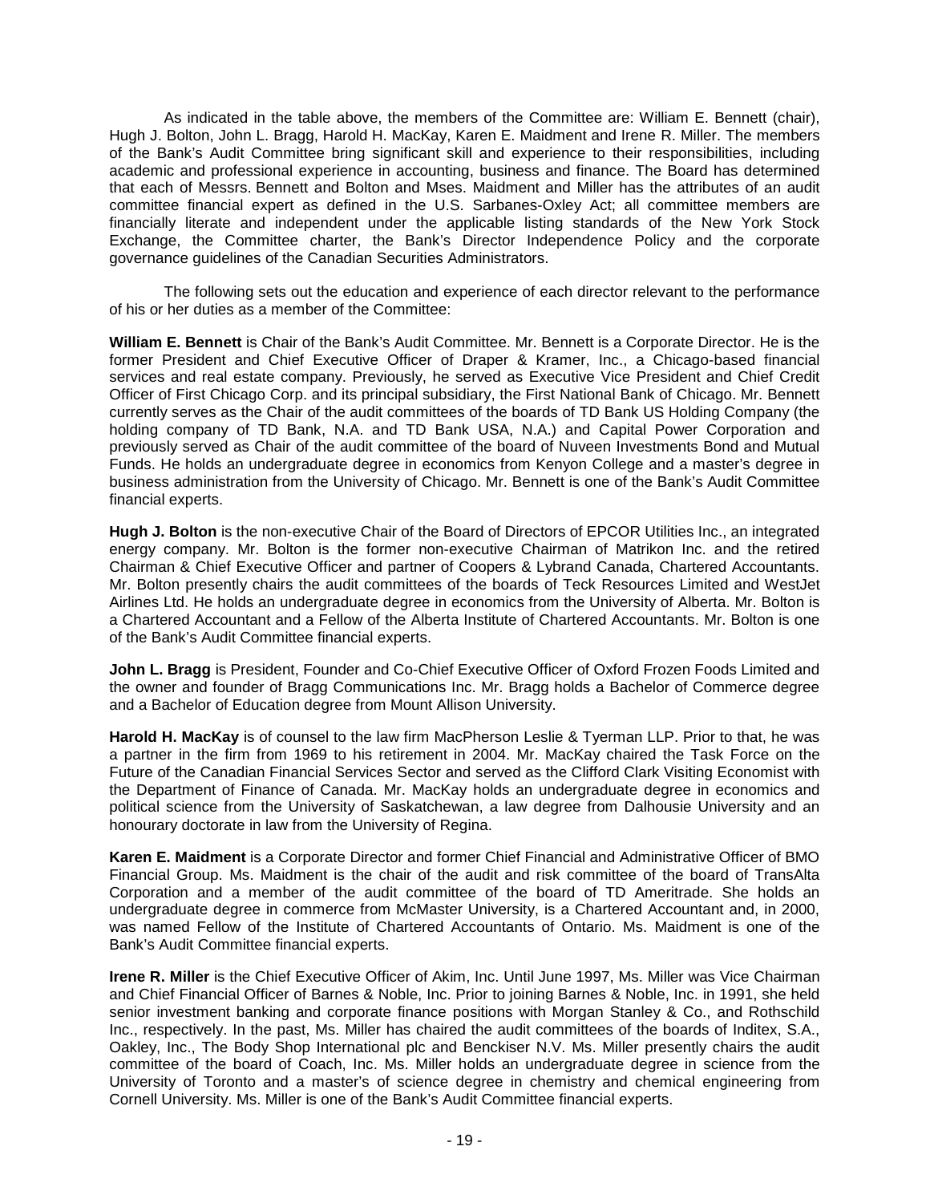As indicated in the table above, the members of the Committee are: William E. Bennett (chair), Hugh J. Bolton, John L. Bragg, Harold H. MacKay, Karen E. Maidment and Irene R. Miller. The members of the Bank's Audit Committee bring significant skill and experience to their responsibilities, including academic and professional experience in accounting, business and finance. The Board has determined that each of Messrs. Bennett and Bolton and Mses. Maidment and Miller has the attributes of an audit committee financial expert as defined in the U.S. Sarbanes-Oxley Act; all committee members are financially literate and independent under the applicable listing standards of the New York Stock Exchange, the Committee charter, the Bank's Director Independence Policy and the corporate governance guidelines of the Canadian Securities Administrators.

The following sets out the education and experience of each director relevant to the performance of his or her duties as a member of the Committee:

**William E. Bennett** is Chair of the Bank's Audit Committee. Mr. Bennett is a Corporate Director. He is the former President and Chief Executive Officer of Draper & Kramer, Inc., a Chicago-based financial services and real estate company. Previously, he served as Executive Vice President and Chief Credit Officer of First Chicago Corp. and its principal subsidiary, the First National Bank of Chicago. Mr. Bennett currently serves as the Chair of the audit committees of the boards of TD Bank US Holding Company (the holding company of TD Bank, N.A. and TD Bank USA, N.A.) and Capital Power Corporation and previously served as Chair of the audit committee of the board of Nuveen Investments Bond and Mutual Funds. He holds an undergraduate degree in economics from Kenyon College and a master's degree in business administration from the University of Chicago. Mr. Bennett is one of the Bank's Audit Committee financial experts.

**Hugh J. Bolton** is the non-executive Chair of the Board of Directors of EPCOR Utilities Inc., an integrated energy company. Mr. Bolton is the former non-executive Chairman of Matrikon Inc. and the retired Chairman & Chief Executive Officer and partner of Coopers & Lybrand Canada, Chartered Accountants. Mr. Bolton presently chairs the audit committees of the boards of Teck Resources Limited and WestJet Airlines Ltd. He holds an undergraduate degree in economics from the University of Alberta. Mr. Bolton is a Chartered Accountant and a Fellow of the Alberta Institute of Chartered Accountants. Mr. Bolton is one of the Bank's Audit Committee financial experts.

**John L. Bragg** is President, Founder and Co-Chief Executive Officer of Oxford Frozen Foods Limited and the owner and founder of Bragg Communications Inc. Mr. Bragg holds a Bachelor of Commerce degree and a Bachelor of Education degree from Mount Allison University.

**Harold H. MacKay** is of counsel to the law firm MacPherson Leslie & Tyerman LLP. Prior to that, he was a partner in the firm from 1969 to his retirement in 2004. Mr. MacKay chaired the Task Force on the Future of the Canadian Financial Services Sector and served as the Clifford Clark Visiting Economist with the Department of Finance of Canada. Mr. MacKay holds an undergraduate degree in economics and political science from the University of Saskatchewan, a law degree from Dalhousie University and an honourary doctorate in law from the University of Regina.

**Karen E. Maidment** is a Corporate Director and former Chief Financial and Administrative Officer of BMO Financial Group. Ms. Maidment is the chair of the audit and risk committee of the board of TransAlta Corporation and a member of the audit committee of the board of TD Ameritrade. She holds an undergraduate degree in commerce from McMaster University, is a Chartered Accountant and, in 2000, was named Fellow of the Institute of Chartered Accountants of Ontario. Ms. Maidment is one of the Bank's Audit Committee financial experts.

**Irene R. Miller** is the Chief Executive Officer of Akim, Inc. Until June 1997, Ms. Miller was Vice Chairman and Chief Financial Officer of Barnes & Noble, Inc. Prior to joining Barnes & Noble, Inc. in 1991, she held senior investment banking and corporate finance positions with Morgan Stanley & Co., and Rothschild Inc., respectively. In the past, Ms. Miller has chaired the audit committees of the boards of Inditex, S.A., Oakley, Inc., The Body Shop International plc and Benckiser N.V. Ms. Miller presently chairs the audit committee of the board of Coach, Inc. Ms. Miller holds an undergraduate degree in science from the University of Toronto and a master's of science degree in chemistry and chemical engineering from Cornell University. Ms. Miller is one of the Bank's Audit Committee financial experts.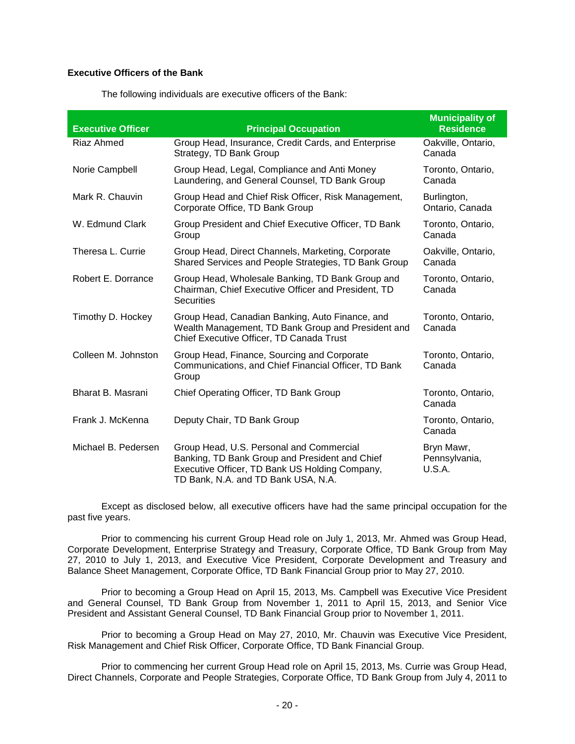**Executive Officers of the Bank**

The following individuals are executive officers of the Bank:

| Executive Officer | Principal Occupation | Municipality of Residence |
|---|---|---|
| Riaz Ahmed | Group Head, Insurance, Credit Cards, and Enterprise Strategy, TD Bank Group | Oakville, Ontario, Canada |
| Norie Campbell | Group Head, Legal, Compliance and Anti Money Laundering, and General Counsel, TD Bank Group | Toronto, Ontario, Canada |
| Mark R. Chauvin | Group Head and Chief Risk Officer, Risk Management, Corporate Office, TD Bank Group | Burlington, Ontario, Canada |
| W. Edmund Clark | Group President and Chief Executive Officer, TD Bank Group | Toronto, Ontario, Canada |
| Theresa L. Currie | Group Head, Direct Channels, Marketing, Corporate Shared Services and People Strategies, TD Bank Group | Oakville, Ontario, Canada |
| Robert E. Dorrance | Group Head, Wholesale Banking, TD Bank Group and Chairman, Chief Executive Officer and President, TD Securities | Toronto, Ontario, Canada |
| Timothy D. Hockey | Group Head, Canadian Banking, Auto Finance, and Wealth Management, TD Bank Group and President and Chief Executive Officer, TD Canada Trust | Toronto, Ontario, Canada |
| Colleen M. Johnston | Group Head, Finance, Sourcing and Corporate Communications, and Chief Financial Officer, TD Bank Group | Toronto, Ontario, Canada |
| Bharat B. Masrani | Chief Operating Officer, TD Bank Group | Toronto, Ontario, Canada |
| Frank J. McKenna | Deputy Chair, TD Bank Group | Toronto, Ontario, Canada |
| Michael B. Pedersen | Group Head, U.S. Personal and Commercial Banking, TD Bank Group and President and Chief Executive Officer, TD Bank US Holding Company, TD Bank, N.A. and TD Bank USA, N.A. | Bryn Mawr, Pennsylvania, U.S.A. |

Except as disclosed below, all executive officers have had the same principal occupation for the past five years.

Prior to commencing his current Group Head role on July 1, 2013, Mr. Ahmed was Group Head, Corporate Development, Enterprise Strategy and Treasury, Corporate Office, TD Bank Group from May 27, 2010 to July 1, 2013, and Executive Vice President, Corporate Development and Treasury and Balance Sheet Management, Corporate Office, TD Bank Financial Group prior to May 27, 2010.

Prior to becoming a Group Head on April 15, 2013, Ms. Campbell was Executive Vice President and General Counsel, TD Bank Group from November 1, 2011 to April 15, 2013, and Senior Vice President and Assistant General Counsel, TD Bank Financial Group prior to November 1, 2011.

Prior to becoming a Group Head on May 27, 2010, Mr. Chauvin was Executive Vice President, Risk Management and Chief Risk Officer, Corporate Office, TD Bank Financial Group.

Prior to commencing her current Group Head role on April 15, 2013, Ms. Currie was Group Head, Direct Channels, Corporate and People Strategies, Corporate Office, TD Bank Group from July 4, 2011 to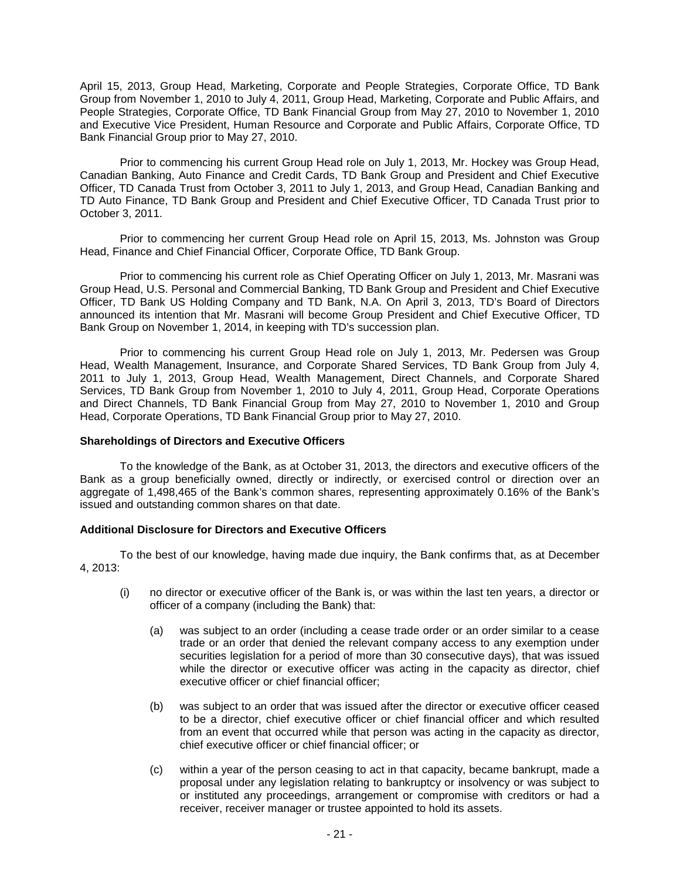April 15, 2013, Group Head, Marketing, Corporate and People Strategies, Corporate Office, TD Bank Group from November 1, 2010 to July 4, 2011, Group Head, Marketing, Corporate and Public Affairs, and People Strategies, Corporate Office, TD Bank Financial Group from May 27, 2010 to November 1, 2010 and Executive Vice President, Human Resource and Corporate and Public Affairs, Corporate Office, TD Bank Financial Group prior to May 27, 2010.

Prior to commencing his current Group Head role on July 1, 2013, Mr. Hockey was Group Head, Canadian Banking, Auto Finance and Credit Cards, TD Bank Group and President and Chief Executive Officer, TD Canada Trust from October 3, 2011 to July 1, 2013, and Group Head, Canadian Banking and TD Auto Finance, TD Bank Group and President and Chief Executive Officer, TD Canada Trust prior to October 3, 2011.

Prior to commencing her current Group Head role on April 15, 2013, Ms. Johnston was Group Head, Finance and Chief Financial Officer, Corporate Office, TD Bank Group.

Prior to commencing his current role as Chief Operating Officer on July 1, 2013, Mr. Masrani was Group Head, U.S. Personal and Commercial Banking, TD Bank Group and President and Chief Executive Officer, TD Bank US Holding Company and TD Bank, N.A. On April 3, 2013, TD's Board of Directors announced its intention that Mr. Masrani will become Group President and Chief Executive Officer, TD Bank Group on November 1, 2014, in keeping with TD's succession plan.

Prior to commencing his current Group Head role on July 1, 2013, Mr. Pedersen was Group Head, Wealth Management, Insurance, and Corporate Shared Services, TD Bank Group from July 4, 2011 to July 1, 2013, Group Head, Wealth Management, Direct Channels, and Corporate Shared Services, TD Bank Group from November 1, 2010 to July 4, 2011, Group Head, Corporate Operations and Direct Channels, TD Bank Financial Group from May 27, 2010 to November 1, 2010 and Group Head, Corporate Operations, TD Bank Financial Group prior to May 27, 2010.

**Shareholdings of Directors and Executive Officers**

To the knowledge of the Bank, as at October 31, 2013, the directors and executive officers of the Bank as a group beneficially owned, directly or indirectly, or exercised control or direction over an aggregate of 1,498,465 of the Bank's common shares, representing approximately 0.16% of the Bank's issued and outstanding common shares on that date.

**Additional Disclosure for Directors and Executive Officers**

To the best of our knowledge, having made due inquiry, the Bank confirms that, as at December 4, 2013:

(i) no director or executive officer of the Bank is, or was within the last ten years, a director or officer of a company (including the Bank) that:

  (a) was subject to an order (including a cease trade order or an order similar to a cease trade or an order that denied the relevant company access to any exemption under securities legislation for a period of more than 30 consecutive days), that was issued while the director or executive officer was acting in the capacity as director, chief executive officer or chief financial officer;

  (b) was subject to an order that was issued after the director or executive officer ceased to be a director, chief executive officer or chief financial officer and which resulted from an event that occurred while that person was acting in the capacity as director, chief executive officer or chief financial officer; or

  (c) within a year of the person ceasing to act in that capacity, became bankrupt, made a proposal under any legislation relating to bankruptcy or insolvency or was subject to or instituted any proceedings, arrangement or compromise with creditors or had a receiver, receiver manager or trustee appointed to hold its assets.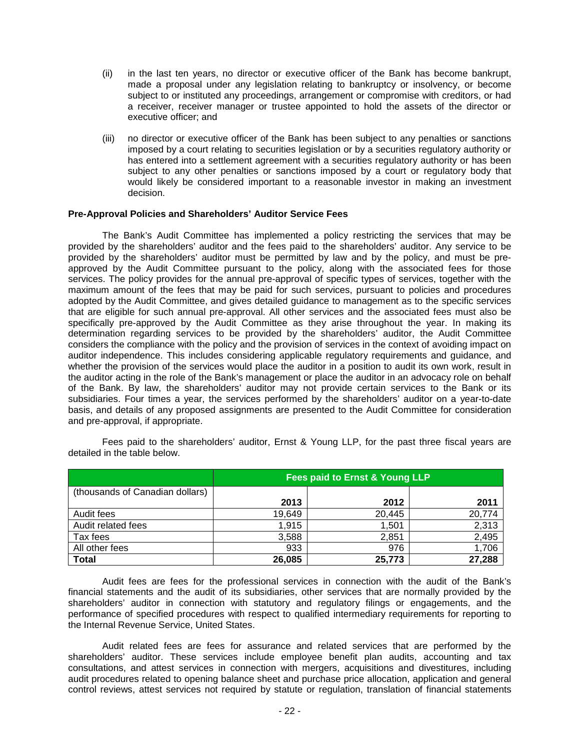(ii) in the last ten years, no director or executive officer of the Bank has become bankrupt, made a proposal under any legislation relating to bankruptcy or insolvency, or become subject to or instituted any proceedings, arrangement or compromise with creditors, or had a receiver, receiver manager or trustee appointed to hold the assets of the director or executive officer; and

(iii) no director or executive officer of the Bank has been subject to any penalties or sanctions imposed by a court relating to securities legislation or by a securities regulatory authority or has entered into a settlement agreement with a securities regulatory authority or has been subject to any other penalties or sanctions imposed by a court or regulatory body that would likely be considered important to a reasonable investor in making an investment decision.

**Pre-Approval Policies and Shareholders' Auditor Service Fees**

The Bank's Audit Committee has implemented a policy restricting the services that may be provided by the shareholders' auditor and the fees paid to the shareholders' auditor. Any service to be provided by the shareholders' auditor must be permitted by law and by the policy, and must be pre-approved by the Audit Committee pursuant to the policy, along with the associated fees for those services. The policy provides for the annual pre-approval of specific types of services, together with the maximum amount of the fees that may be paid for such services, pursuant to policies and procedures adopted by the Audit Committee, and gives detailed guidance to management as to the specific services that are eligible for such annual pre-approval. All other services and the associated fees must also be specifically pre-approved by the Audit Committee as they arise throughout the year. In making its determination regarding services to be provided by the shareholders' auditor, the Audit Committee considers the compliance with the policy and the provision of services in the context of avoiding impact on auditor independence. This includes considering applicable regulatory requirements and guidance, and whether the provision of the services would place the auditor in a position to audit its own work, result in the auditor acting in the role of the Bank's management or place the auditor in an advocacy role on behalf of the Bank. By law, the shareholders' auditor may not provide certain services to the Bank or its subsidiaries. Four times a year, the services performed by the shareholders' auditor on a year-to-date basis, and details of any proposed assignments are presented to the Audit Committee for consideration and pre-approval, if appropriate.

Fees paid to the shareholders' auditor, Ernst & Young LLP, for the past three fiscal years are detailed in the table below.

| | Fees paid to Ernst & Young LLP | | |
|---|---|---|---|
| (thousands of Canadian dollars) | **2013** | **2012** | **2011** |
| Audit fees | 19,649 | 20,445 | 20,774 |
| Audit related fees | 1,915 | 1,501 | 2,313 |
| Tax fees | 3,588 | 2,851 | 2,495 |
| All other fees | 933 | 976 | 1,706 |
| **Total** | **26,085** | **25,773** | **27,288** |

Audit fees are fees for the professional services in connection with the audit of the Bank's financial statements and the audit of its subsidiaries, other services that are normally provided by the shareholders' auditor in connection with statutory and regulatory filings or engagements, and the performance of specified procedures with respect to qualified intermediary requirements for reporting to the Internal Revenue Service, United States.

Audit related fees are fees for assurance and related services that are performed by the shareholders' auditor. These services include employee benefit plan audits, accounting and tax consultations, and attest services in connection with mergers, acquisitions and divestitures, including audit procedures related to opening balance sheet and purchase price allocation, application and general control reviews, attest services not required by statute or regulation, translation of financial statements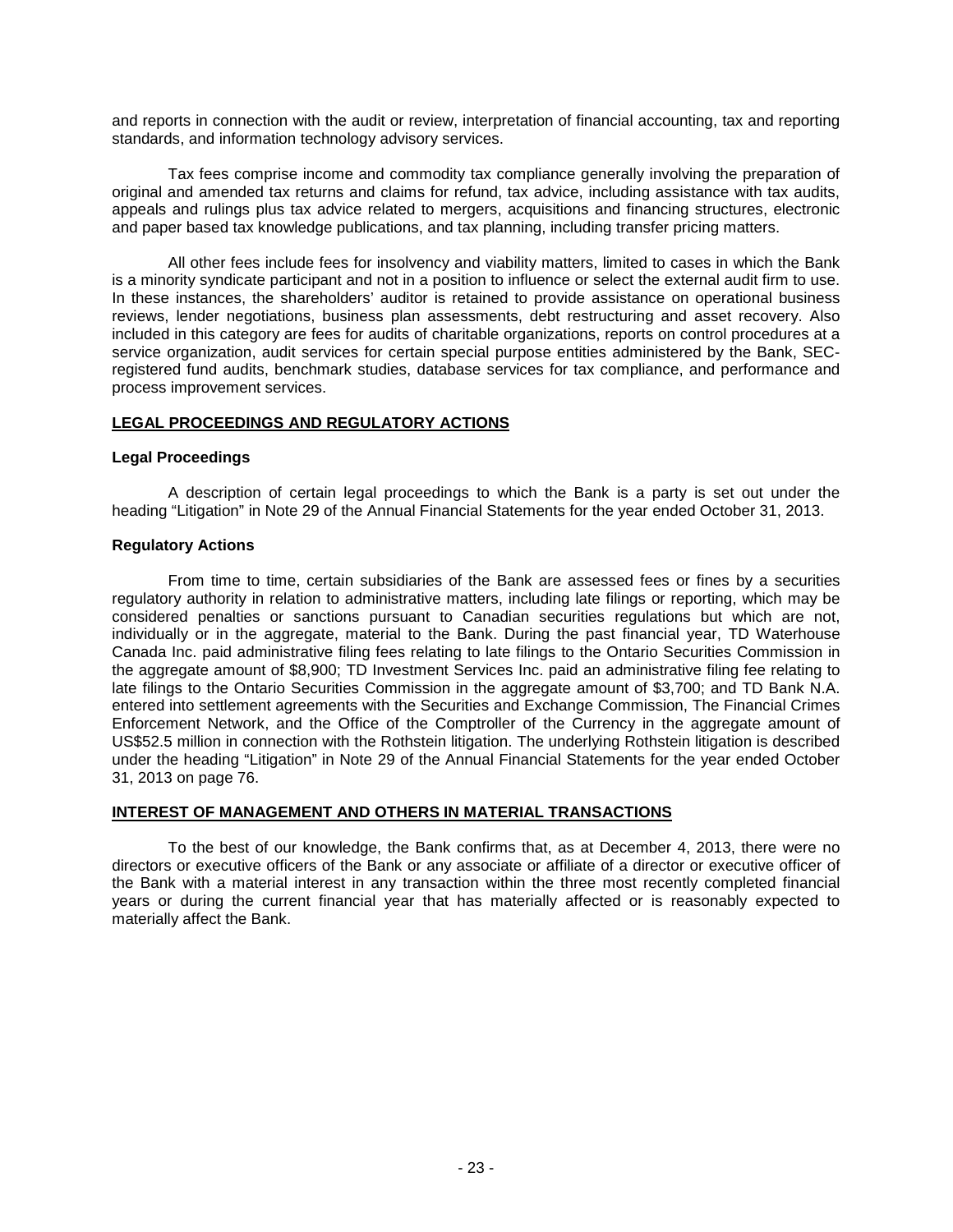and reports in connection with the audit or review, interpretation of financial accounting, tax and reporting standards, and information technology advisory services.

Tax fees comprise income and commodity tax compliance generally involving the preparation of original and amended tax returns and claims for refund, tax advice, including assistance with tax audits, appeals and rulings plus tax advice related to mergers, acquisitions and financing structures, electronic and paper based tax knowledge publications, and tax planning, including transfer pricing matters.

All other fees include fees for insolvency and viability matters, limited to cases in which the Bank is a minority syndicate participant and not in a position to influence or select the external audit firm to use. In these instances, the shareholders' auditor is retained to provide assistance on operational business reviews, lender negotiations, business plan assessments, debt restructuring and asset recovery. Also included in this category are fees for audits of charitable organizations, reports on control procedures at a service organization, audit services for certain special purpose entities administered by the Bank, SEC-registered fund audits, benchmark studies, database services for tax compliance, and performance and process improvement services.

## LEGAL PROCEEDINGS AND REGULATORY ACTIONS

### Legal Proceedings

A description of certain legal proceedings to which the Bank is a party is set out under the heading "Litigation" in Note 29 of the Annual Financial Statements for the year ended October 31, 2013.

### Regulatory Actions

From time to time, certain subsidiaries of the Bank are assessed fees or fines by a securities regulatory authority in relation to administrative matters, including late filings or reporting, which may be considered penalties or sanctions pursuant to Canadian securities regulations but which are not, individually or in the aggregate, material to the Bank. During the past financial year, TD Waterhouse Canada Inc. paid administrative filing fees relating to late filings to the Ontario Securities Commission in the aggregate amount of $8,900; TD Investment Services Inc. paid an administrative filing fee relating to late filings to the Ontario Securities Commission in the aggregate amount of $3,700; and TD Bank N.A. entered into settlement agreements with the Securities and Exchange Commission, The Financial Crimes Enforcement Network, and the Office of the Comptroller of the Currency in the aggregate amount of US$52.5 million in connection with the Rothstein litigation. The underlying Rothstein litigation is described under the heading "Litigation" in Note 29 of the Annual Financial Statements for the year ended October 31, 2013 on page 76.

## INTEREST OF MANAGEMENT AND OTHERS IN MATERIAL TRANSACTIONS

To the best of our knowledge, the Bank confirms that, as at December 4, 2013, there were no directors or executive officers of the Bank or any associate or affiliate of a director or executive officer of the Bank with a material interest in any transaction within the three most recently completed financial years or during the current financial year that has materially affected or is reasonably expected to materially affect the Bank.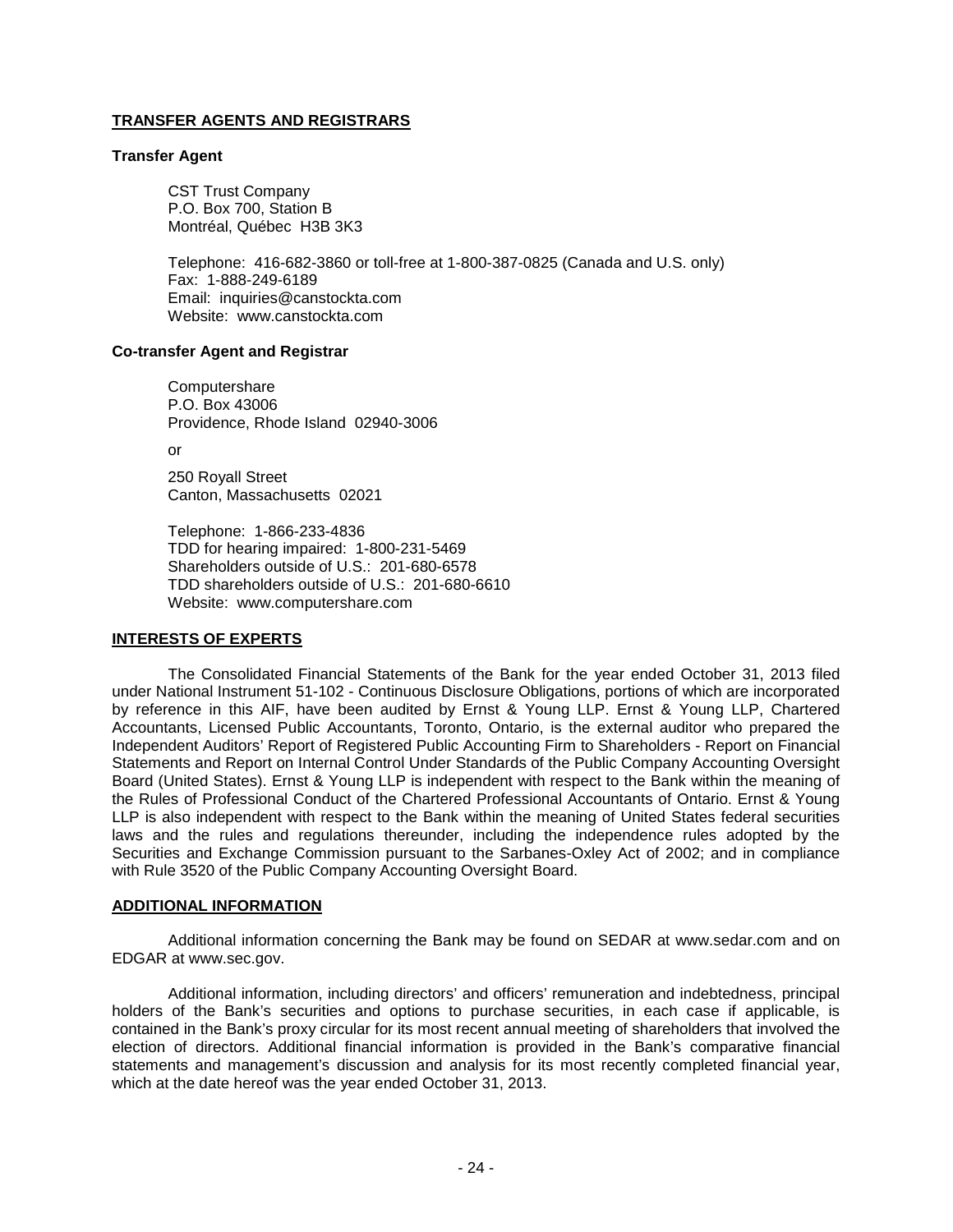## TRANSFER AGENTS AND REGISTRARS

### Transfer Agent

CST Trust Company
P.O. Box 700, Station B
Montréal, Québec H3B 3K3

Telephone: 416-682-3860 or toll-free at 1-800-387-0825 (Canada and U.S. only)
Fax: 1-888-249-6189
Email: inquiries@canstockta.com
Website: www.canstockta.com

### Co-transfer Agent and Registrar

Computershare
P.O. Box 43006
Providence, Rhode Island 02940-3006

or

250 Royall Street
Canton, Massachusetts 02021

Telephone: 1-866-233-4836
TDD for hearing impaired: 1-800-231-5469
Shareholders outside of U.S.: 201-680-6578
TDD shareholders outside of U.S.: 201-680-6610
Website: www.computershare.com

## INTERESTS OF EXPERTS

The Consolidated Financial Statements of the Bank for the year ended October 31, 2013 filed under National Instrument 51-102 - Continuous Disclosure Obligations, portions of which are incorporated by reference in this AIF, have been audited by Ernst & Young LLP. Ernst & Young LLP, Chartered Accountants, Licensed Public Accountants, Toronto, Ontario, is the external auditor who prepared the Independent Auditors' Report of Registered Public Accounting Firm to Shareholders - Report on Financial Statements and Report on Internal Control Under Standards of the Public Company Accounting Oversight Board (United States). Ernst & Young LLP is independent with respect to the Bank within the meaning of the Rules of Professional Conduct of the Chartered Professional Accountants of Ontario. Ernst & Young LLP is also independent with respect to the Bank within the meaning of United States federal securities laws and the rules and regulations thereunder, including the independence rules adopted by the Securities and Exchange Commission pursuant to the Sarbanes-Oxley Act of 2002; and in compliance with Rule 3520 of the Public Company Accounting Oversight Board.

## ADDITIONAL INFORMATION

Additional information concerning the Bank may be found on SEDAR at www.sedar.com and on EDGAR at www.sec.gov.

Additional information, including directors' and officers' remuneration and indebtedness, principal holders of the Bank's securities and options to purchase securities, in each case if applicable, is contained in the Bank's proxy circular for its most recent annual meeting of shareholders that involved the election of directors. Additional financial information is provided in the Bank's comparative financial statements and management's discussion and analysis for its most recently completed financial year, which at the date hereof was the year ended October 31, 2013.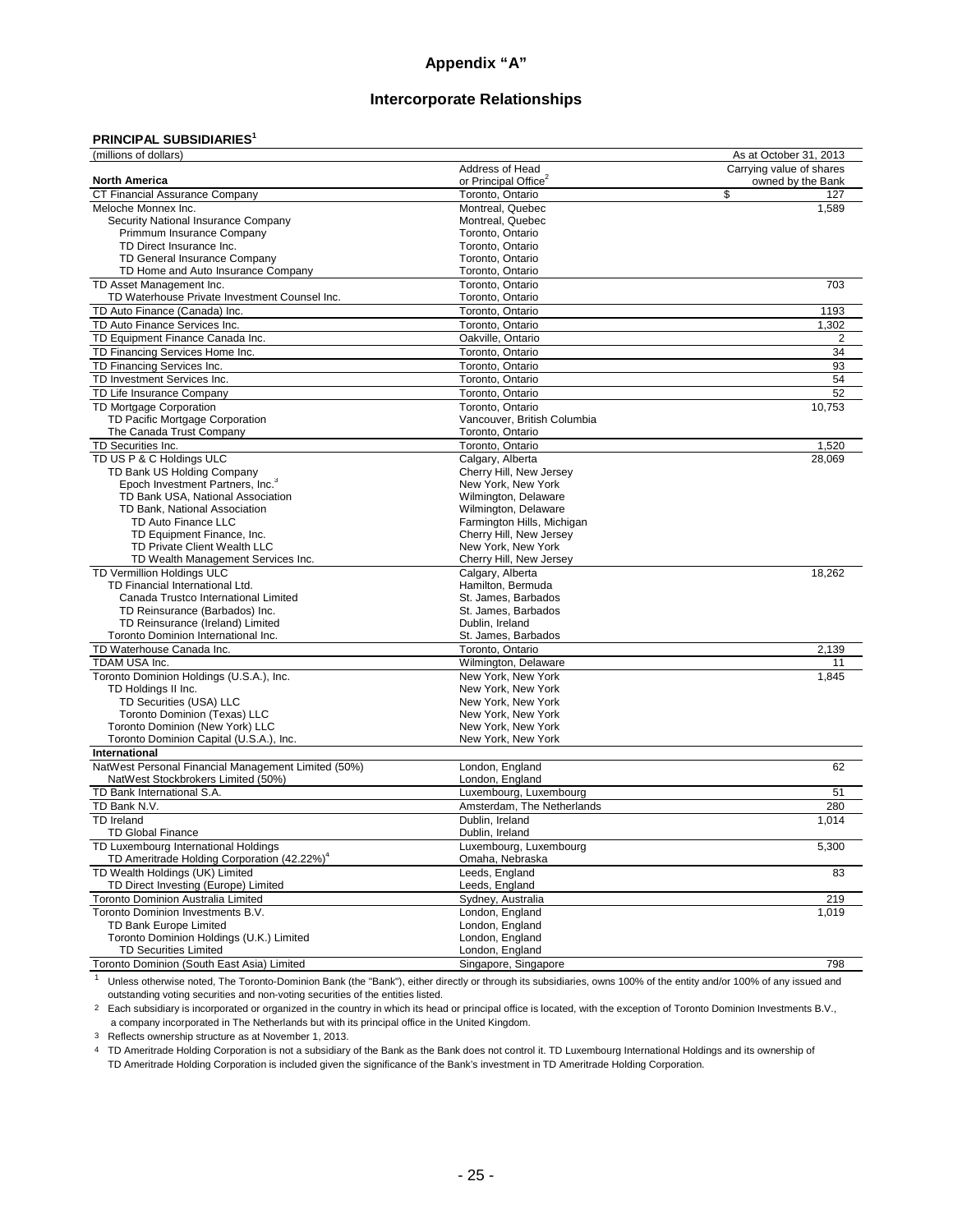# Appendix "A"

## Intercorporate Relationships

**PRINCIPAL SUBSIDIARIES**[1]

| (millions of dollars) | | As at October 31, 2013 |
|---|---|---|
| **North America** | Address of Head or Principal Office[2] | Carrying value of shares owned by the Bank |
| CT Financial Assurance Company | Toronto, Ontario | $ 127 |
| Meloche Monnex Inc. | Montreal, Quebec | 1,589 |
| Security National Insurance Company | Montreal, Quebec | |
| Primmum Insurance Company | Toronto, Ontario | |
| TD Direct Insurance Inc. | Toronto, Ontario | |
| TD General Insurance Company | Toronto, Ontario | |
| TD Home and Auto Insurance Company | Toronto, Ontario | |
| TD Asset Management Inc. | Toronto, Ontario | 703 |
| TD Waterhouse Private Investment Counsel Inc. | Toronto, Ontario | |
| TD Auto Finance (Canada) Inc. | Toronto, Ontario | 1193 |
| TD Auto Finance Services Inc. | Toronto, Ontario | 1,302 |
| TD Equipment Finance Canada Inc. | Oakville, Ontario | 2 |
| TD Financing Services Home Inc. | Toronto, Ontario | 34 |
| TD Financing Services Inc. | Toronto, Ontario | 93 |
| TD Investment Services Inc. | Toronto, Ontario | 54 |
| TD Life Insurance Company | Toronto, Ontario | 52 |
| TD Mortgage Corporation | Toronto, Ontario | 10,753 |
| TD Pacific Mortgage Corporation | Vancouver, British Columbia | |
| The Canada Trust Company | Toronto, Ontario | |
| TD Securities Inc. | Toronto, Ontario | 1,520 |
| TD US P & C Holdings ULC | Calgary, Alberta | 28,069 |
| TD Bank US Holding Company | Cherry Hill, New Jersey | |
| Epoch Investment Partners, Inc.[3] | New York, New York | |
| TD Bank USA, National Association | Wilmington, Delaware | |
| TD Bank, National Association | Wilmington, Delaware | |
| TD Auto Finance LLC | Farmington Hills, Michigan | |
| TD Equipment Finance, Inc. | Cherry Hill, New Jersey | |
| TD Private Client Wealth LLC | New York, New York | |
| TD Wealth Management Services Inc. | Cherry Hill, New Jersey | |
| TD Vermillion Holdings ULC | Calgary, Alberta | 18,262 |
| TD Financial International Ltd. | Hamilton, Bermuda | |
| Canada Trustco International Limited | St. James, Barbados | |
| TD Reinsurance (Barbados) Inc. | St. James, Barbados | |
| TD Reinsurance (Ireland) Limited | Dublin, Ireland | |
| Toronto Dominion International Inc. | St. James, Barbados | |
| TD Waterhouse Canada Inc. | Toronto, Ontario | 2,139 |
| TDAM USA Inc. | Wilmington, Delaware | 11 |
| Toronto Dominion Holdings (U.S.A.), Inc. | New York, New York | 1,845 |
| TD Holdings II Inc. | New York, New York | |
| TD Securities (USA) LLC | New York, New York | |
| Toronto Dominion (Texas) LLC | New York, New York | |
| Toronto Dominion (New York) LLC | New York, New York | |
| Toronto Dominion Capital (U.S.A.), Inc. | New York, New York | |
| **International** | | |
| NatWest Personal Financial Management Limited (50%) | London, England | 62 |
| NatWest Stockbrokers Limited (50%) | London, England | |
| TD Bank International S.A. | Luxembourg, Luxembourg | 51 |
| TD Bank N.V. | Amsterdam, The Netherlands | 280 |
| TD Ireland | Dublin, Ireland | 1,014 |
| TD Global Finance | Dublin, Ireland | |
| TD Luxembourg International Holdings | Luxembourg, Luxembourg | 5,300 |
| TD Ameritrade Holding Corporation (42.22%)[4] | Omaha, Nebraska | |
| TD Wealth Holdings (UK) Limited | Leeds, England | 83 |
| TD Direct Investing (Europe) Limited | Leeds, England | |
| Toronto Dominion Australia Limited | Sydney, Australia | 219 |
| Toronto Dominion Investments B.V. | London, England | 1,019 |
| TD Bank Europe Limited | London, England | |
| Toronto Dominion Holdings (U.K.) Limited | London, England | |
| TD Securities Limited | London, England | |
| Toronto Dominion (South East Asia) Limited | Singapore, Singapore | 798 |

[1] Unless otherwise noted, The Toronto-Dominion Bank (the "Bank"), either directly or through its subsidiaries, owns 100% of the entity and/or 100% of any issued and outstanding voting securities and non-voting securities of the entities listed.

[2] Each subsidiary is incorporated or organized in the country in which its head or principal office is located, with the exception of Toronto Dominion Investments B.V., a company incorporated in The Netherlands but with its principal office in the United Kingdom.

[3] Reflects ownership structure as at November 1, 2013.

[4] TD Ameritrade Holding Corporation is not a subsidiary of the Bank as the Bank does not control it. TD Luxembourg International Holdings and its ownership of TD Ameritrade Holding Corporation is included given the significance of the Bank's investment in TD Ameritrade Holding Corporation.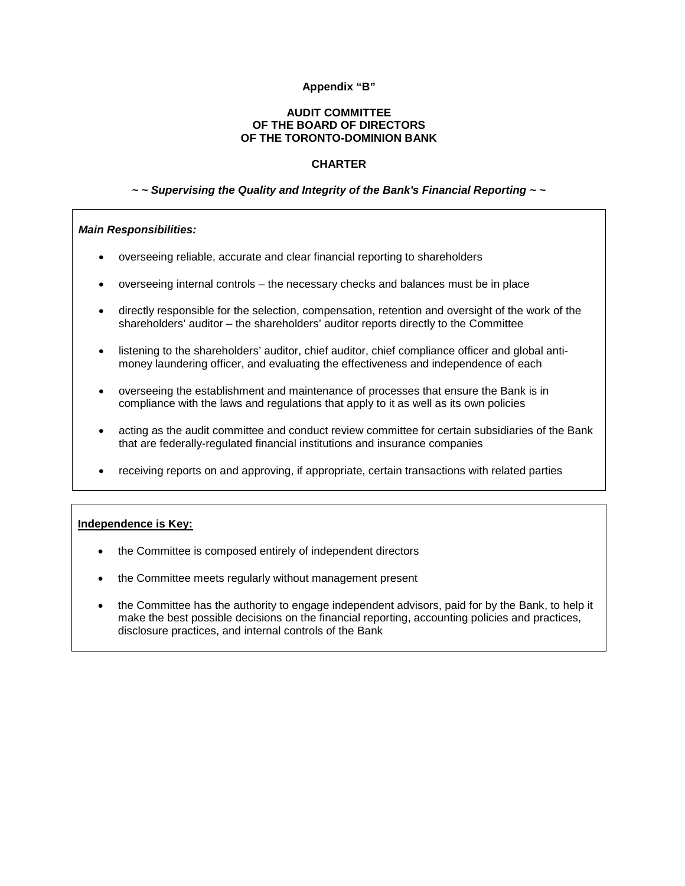**Appendix "B"**

**AUDIT COMMITTEE**
**OF THE BOARD OF DIRECTORS**
**OF THE TORONTO-DOMINION BANK**

**CHARTER**

***~ ~ Supervising the Quality and Integrity of the Bank's Financial Reporting ~ ~***

***Main Responsibilities:***

- overseeing reliable, accurate and clear financial reporting to shareholders
- overseeing internal controls – the necessary checks and balances must be in place
- directly responsible for the selection, compensation, retention and oversight of the work of the shareholders' auditor – the shareholders' auditor reports directly to the Committee
- listening to the shareholders' auditor, chief auditor, chief compliance officer and global anti-money laundering officer, and evaluating the effectiveness and independence of each
- overseeing the establishment and maintenance of processes that ensure the Bank is in compliance with the laws and regulations that apply to it as well as its own policies
- acting as the audit committee and conduct review committee for certain subsidiaries of the Bank that are federally-regulated financial institutions and insurance companies
- receiving reports on and approving, if appropriate, certain transactions with related parties

<u>**Independence is Key:**</u>

- the Committee is composed entirely of independent directors
- the Committee meets regularly without management present
- the Committee has the authority to engage independent advisors, paid for by the Bank, to help it make the best possible decisions on the financial reporting, accounting policies and practices, disclosure practices, and internal controls of the Bank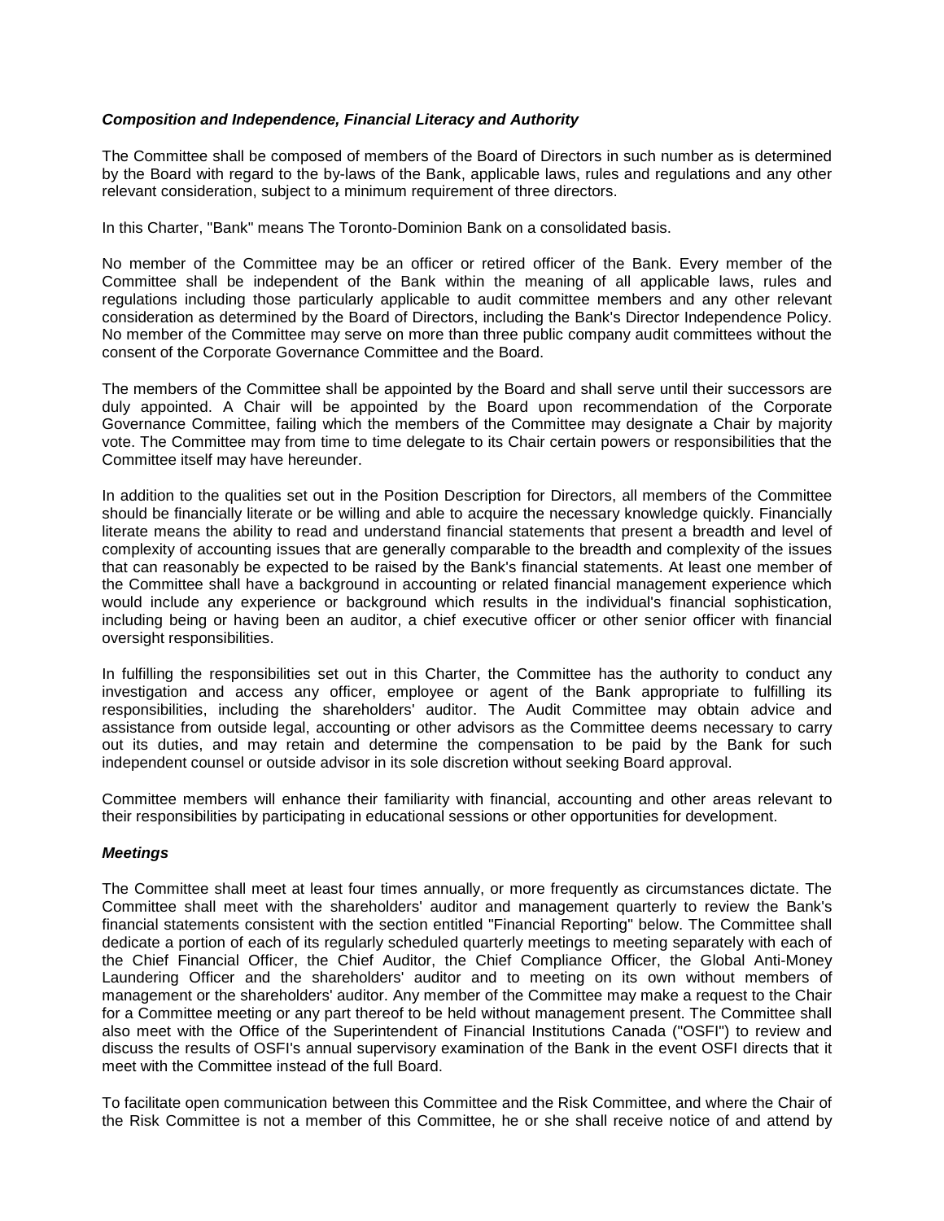***Composition and Independence, Financial Literacy and Authority***

The Committee shall be composed of members of the Board of Directors in such number as is determined by the Board with regard to the by-laws of the Bank, applicable laws, rules and regulations and any other relevant consideration, subject to a minimum requirement of three directors.

In this Charter, "Bank" means The Toronto-Dominion Bank on a consolidated basis.

No member of the Committee may be an officer or retired officer of the Bank. Every member of the Committee shall be independent of the Bank within the meaning of all applicable laws, rules and regulations including those particularly applicable to audit committee members and any other relevant consideration as determined by the Board of Directors, including the Bank's Director Independence Policy. No member of the Committee may serve on more than three public company audit committees without the consent of the Corporate Governance Committee and the Board.

The members of the Committee shall be appointed by the Board and shall serve until their successors are duly appointed. A Chair will be appointed by the Board upon recommendation of the Corporate Governance Committee, failing which the members of the Committee may designate a Chair by majority vote. The Committee may from time to time delegate to its Chair certain powers or responsibilities that the Committee itself may have hereunder.

In addition to the qualities set out in the Position Description for Directors, all members of the Committee should be financially literate or be willing and able to acquire the necessary knowledge quickly. Financially literate means the ability to read and understand financial statements that present a breadth and level of complexity of accounting issues that are generally comparable to the breadth and complexity of the issues that can reasonably be expected to be raised by the Bank's financial statements. At least one member of the Committee shall have a background in accounting or related financial management experience which would include any experience or background which results in the individual's financial sophistication, including being or having been an auditor, a chief executive officer or other senior officer with financial oversight responsibilities.

In fulfilling the responsibilities set out in this Charter, the Committee has the authority to conduct any investigation and access any officer, employee or agent of the Bank appropriate to fulfilling its responsibilities, including the shareholders' auditor. The Audit Committee may obtain advice and assistance from outside legal, accounting or other advisors as the Committee deems necessary to carry out its duties, and may retain and determine the compensation to be paid by the Bank for such independent counsel or outside advisor in its sole discretion without seeking Board approval.

Committee members will enhance their familiarity with financial, accounting and other areas relevant to their responsibilities by participating in educational sessions or other opportunities for development.

***Meetings***

The Committee shall meet at least four times annually, or more frequently as circumstances dictate. The Committee shall meet with the shareholders' auditor and management quarterly to review the Bank's financial statements consistent with the section entitled "Financial Reporting" below. The Committee shall dedicate a portion of each of its regularly scheduled quarterly meetings to meeting separately with each of the Chief Financial Officer, the Chief Auditor, the Chief Compliance Officer, the Global Anti-Money Laundering Officer and the shareholders' auditor and to meeting on its own without members of management or the shareholders' auditor. Any member of the Committee may make a request to the Chair for a Committee meeting or any part thereof to be held without management present. The Committee shall also meet with the Office of the Superintendent of Financial Institutions Canada ("OSFI") to review and discuss the results of OSFI's annual supervisory examination of the Bank in the event OSFI directs that it meet with the Committee instead of the full Board.

To facilitate open communication between this Committee and the Risk Committee, and where the Chair of the Risk Committee is not a member of this Committee, he or she shall receive notice of and attend by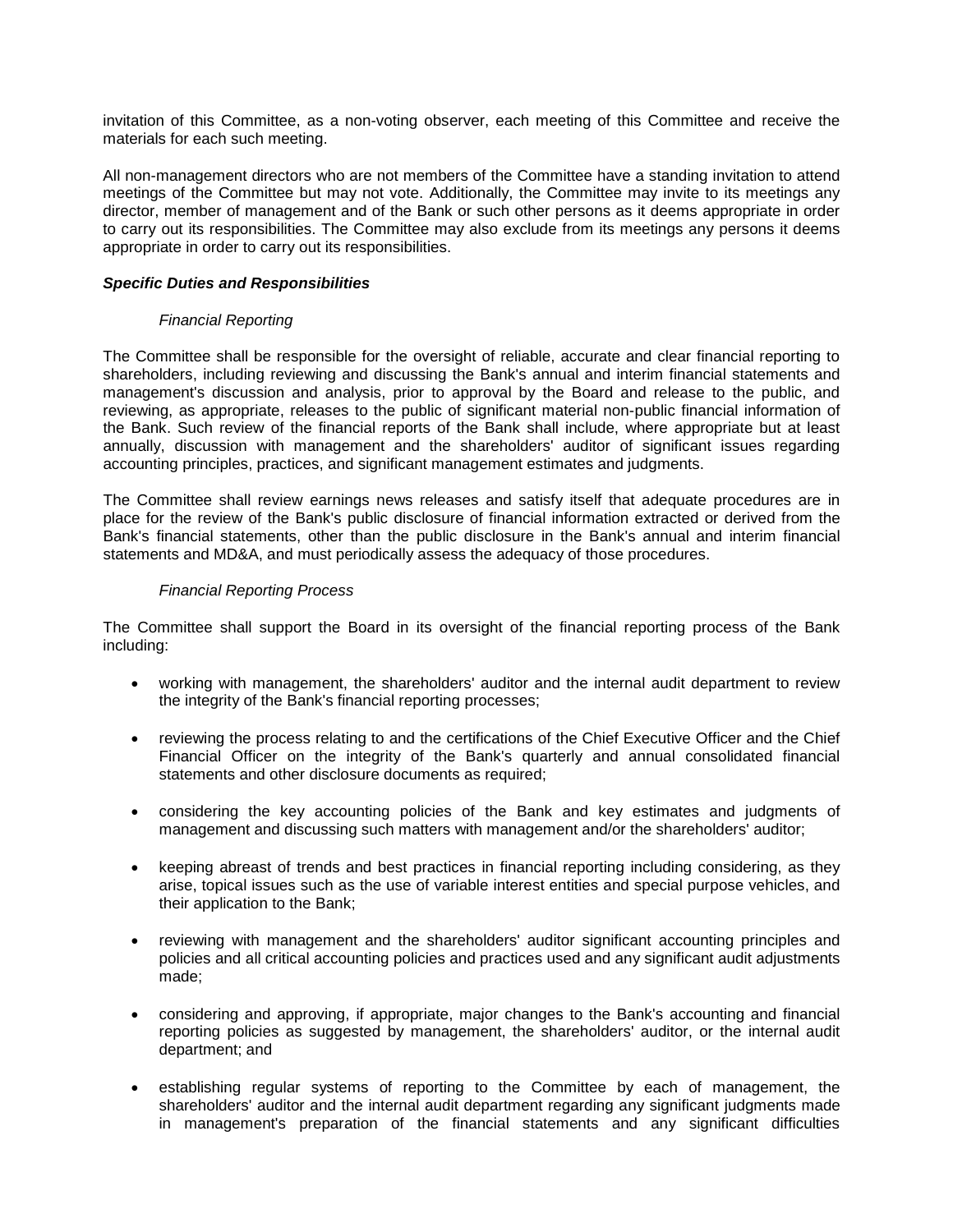invitation of this Committee, as a non-voting observer, each meeting of this Committee and receive the materials for each such meeting.

All non-management directors who are not members of the Committee have a standing invitation to attend meetings of the Committee but may not vote. Additionally, the Committee may invite to its meetings any director, member of management and of the Bank or such other persons as it deems appropriate in order to carry out its responsibilities. The Committee may also exclude from its meetings any persons it deems appropriate in order to carry out its responsibilities.

***Specific Duties and Responsibilities***

*Financial Reporting*

The Committee shall be responsible for the oversight of reliable, accurate and clear financial reporting to shareholders, including reviewing and discussing the Bank's annual and interim financial statements and management's discussion and analysis, prior to approval by the Board and release to the public, and reviewing, as appropriate, releases to the public of significant material non-public financial information of the Bank. Such review of the financial reports of the Bank shall include, where appropriate but at least annually, discussion with management and the shareholders' auditor of significant issues regarding accounting principles, practices, and significant management estimates and judgments.

The Committee shall review earnings news releases and satisfy itself that adequate procedures are in place for the review of the Bank's public disclosure of financial information extracted or derived from the Bank's financial statements, other than the public disclosure in the Bank's annual and interim financial statements and MD&A, and must periodically assess the adequacy of those procedures.

*Financial Reporting Process*

The Committee shall support the Board in its oversight of the financial reporting process of the Bank including:

- working with management, the shareholders' auditor and the internal audit department to review the integrity of the Bank's financial reporting processes;
- reviewing the process relating to and the certifications of the Chief Executive Officer and the Chief Financial Officer on the integrity of the Bank's quarterly and annual consolidated financial statements and other disclosure documents as required;
- considering the key accounting policies of the Bank and key estimates and judgments of management and discussing such matters with management and/or the shareholders' auditor;
- keeping abreast of trends and best practices in financial reporting including considering, as they arise, topical issues such as the use of variable interest entities and special purpose vehicles, and their application to the Bank;
- reviewing with management and the shareholders' auditor significant accounting principles and policies and all critical accounting policies and practices used and any significant audit adjustments made;
- considering and approving, if appropriate, major changes to the Bank's accounting and financial reporting policies as suggested by management, the shareholders' auditor, or the internal audit department; and
- establishing regular systems of reporting to the Committee by each of management, the shareholders' auditor and the internal audit department regarding any significant judgments made in management's preparation of the financial statements and any significant difficulties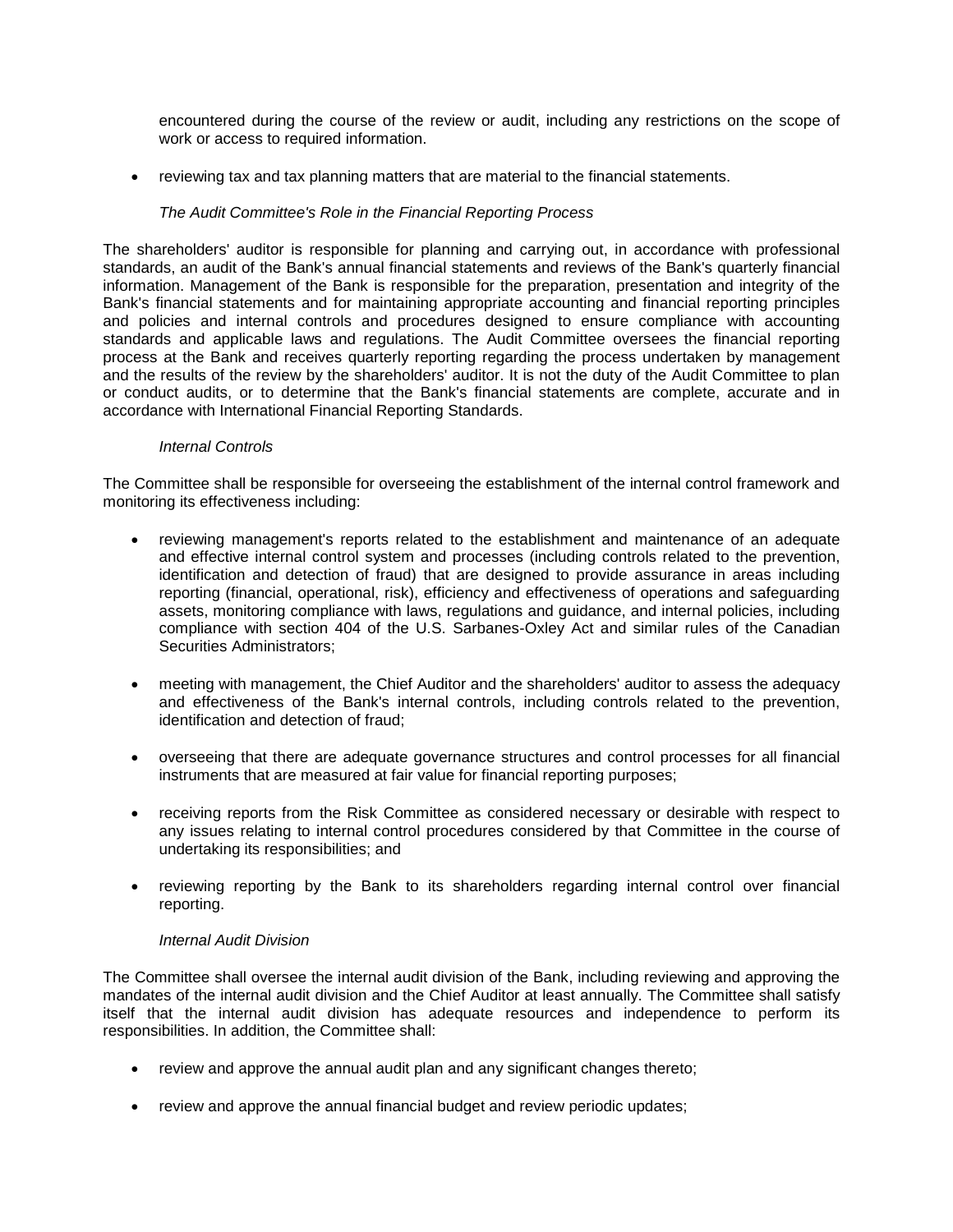encountered during the course of the review or audit, including any restrictions on the scope of work or access to required information.

- reviewing tax and tax planning matters that are material to the financial statements.

*The Audit Committee's Role in the Financial Reporting Process*

The shareholders' auditor is responsible for planning and carrying out, in accordance with professional standards, an audit of the Bank's annual financial statements and reviews of the Bank's quarterly financial information. Management of the Bank is responsible for the preparation, presentation and integrity of the Bank's financial statements and for maintaining appropriate accounting and financial reporting principles and policies and internal controls and procedures designed to ensure compliance with accounting standards and applicable laws and regulations. The Audit Committee oversees the financial reporting process at the Bank and receives quarterly reporting regarding the process undertaken by management and the results of the review by the shareholders' auditor. It is not the duty of the Audit Committee to plan or conduct audits, or to determine that the Bank's financial statements are complete, accurate and in accordance with International Financial Reporting Standards.

*Internal Controls*

The Committee shall be responsible for overseeing the establishment of the internal control framework and monitoring its effectiveness including:

- reviewing management's reports related to the establishment and maintenance of an adequate and effective internal control system and processes (including controls related to the prevention, identification and detection of fraud) that are designed to provide assurance in areas including reporting (financial, operational, risk), efficiency and effectiveness of operations and safeguarding assets, monitoring compliance with laws, regulations and guidance, and internal policies, including compliance with section 404 of the U.S. Sarbanes-Oxley Act and similar rules of the Canadian Securities Administrators;

- meeting with management, the Chief Auditor and the shareholders' auditor to assess the adequacy and effectiveness of the Bank's internal controls, including controls related to the prevention, identification and detection of fraud;

- overseeing that there are adequate governance structures and control processes for all financial instruments that are measured at fair value for financial reporting purposes;

- receiving reports from the Risk Committee as considered necessary or desirable with respect to any issues relating to internal control procedures considered by that Committee in the course of undertaking its responsibilities; and

- reviewing reporting by the Bank to its shareholders regarding internal control over financial reporting.

*Internal Audit Division*

The Committee shall oversee the internal audit division of the Bank, including reviewing and approving the mandates of the internal audit division and the Chief Auditor at least annually. The Committee shall satisfy itself that the internal audit division has adequate resources and independence to perform its responsibilities. In addition, the Committee shall:

- review and approve the annual audit plan and any significant changes thereto;

- review and approve the annual financial budget and review periodic updates;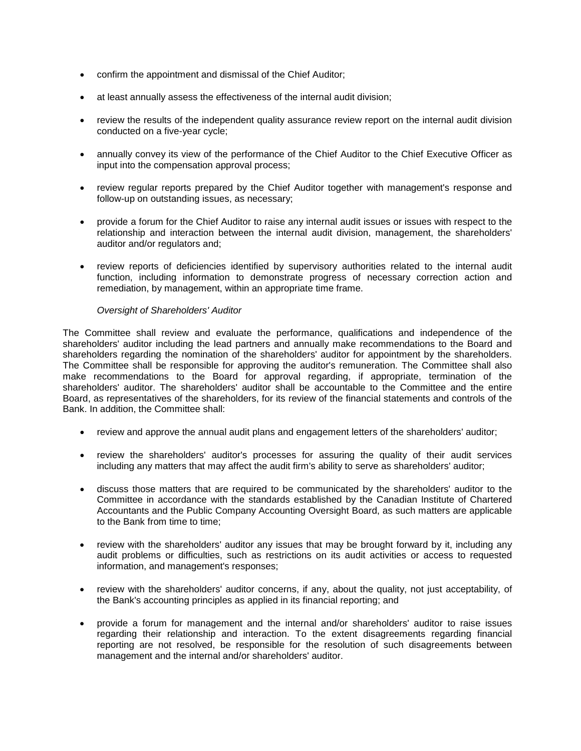- confirm the appointment and dismissal of the Chief Auditor;

- at least annually assess the effectiveness of the internal audit division;

- review the results of the independent quality assurance review report on the internal audit division conducted on a five-year cycle;

- annually convey its view of the performance of the Chief Auditor to the Chief Executive Officer as input into the compensation approval process;

- review regular reports prepared by the Chief Auditor together with management's response and follow-up on outstanding issues, as necessary;

- provide a forum for the Chief Auditor to raise any internal audit issues or issues with respect to the relationship and interaction between the internal audit division, management, the shareholders' auditor and/or regulators and;

- review reports of deficiencies identified by supervisory authorities related to the internal audit function, including information to demonstrate progress of necessary correction action and remediation, by management, within an appropriate time frame.

*Oversight of Shareholders' Auditor*

The Committee shall review and evaluate the performance, qualifications and independence of the shareholders' auditor including the lead partners and annually make recommendations to the Board and shareholders regarding the nomination of the shareholders' auditor for appointment by the shareholders. The Committee shall be responsible for approving the auditor's remuneration. The Committee shall also make recommendations to the Board for approval regarding, if appropriate, termination of the shareholders' auditor. The shareholders' auditor shall be accountable to the Committee and the entire Board, as representatives of the shareholders, for its review of the financial statements and controls of the Bank. In addition, the Committee shall:

- review and approve the annual audit plans and engagement letters of the shareholders' auditor;

- review the shareholders' auditor's processes for assuring the quality of their audit services including any matters that may affect the audit firm's ability to serve as shareholders' auditor;

- discuss those matters that are required to be communicated by the shareholders' auditor to the Committee in accordance with the standards established by the Canadian Institute of Chartered Accountants and the Public Company Accounting Oversight Board, as such matters are applicable to the Bank from time to time;

- review with the shareholders' auditor any issues that may be brought forward by it, including any audit problems or difficulties, such as restrictions on its audit activities or access to requested information, and management's responses;

- review with the shareholders' auditor concerns, if any, about the quality, not just acceptability, of the Bank's accounting principles as applied in its financial reporting; and

- provide a forum for management and the internal and/or shareholders' auditor to raise issues regarding their relationship and interaction. To the extent disagreements regarding financial reporting are not resolved, be responsible for the resolution of such disagreements between management and the internal and/or shareholders' auditor.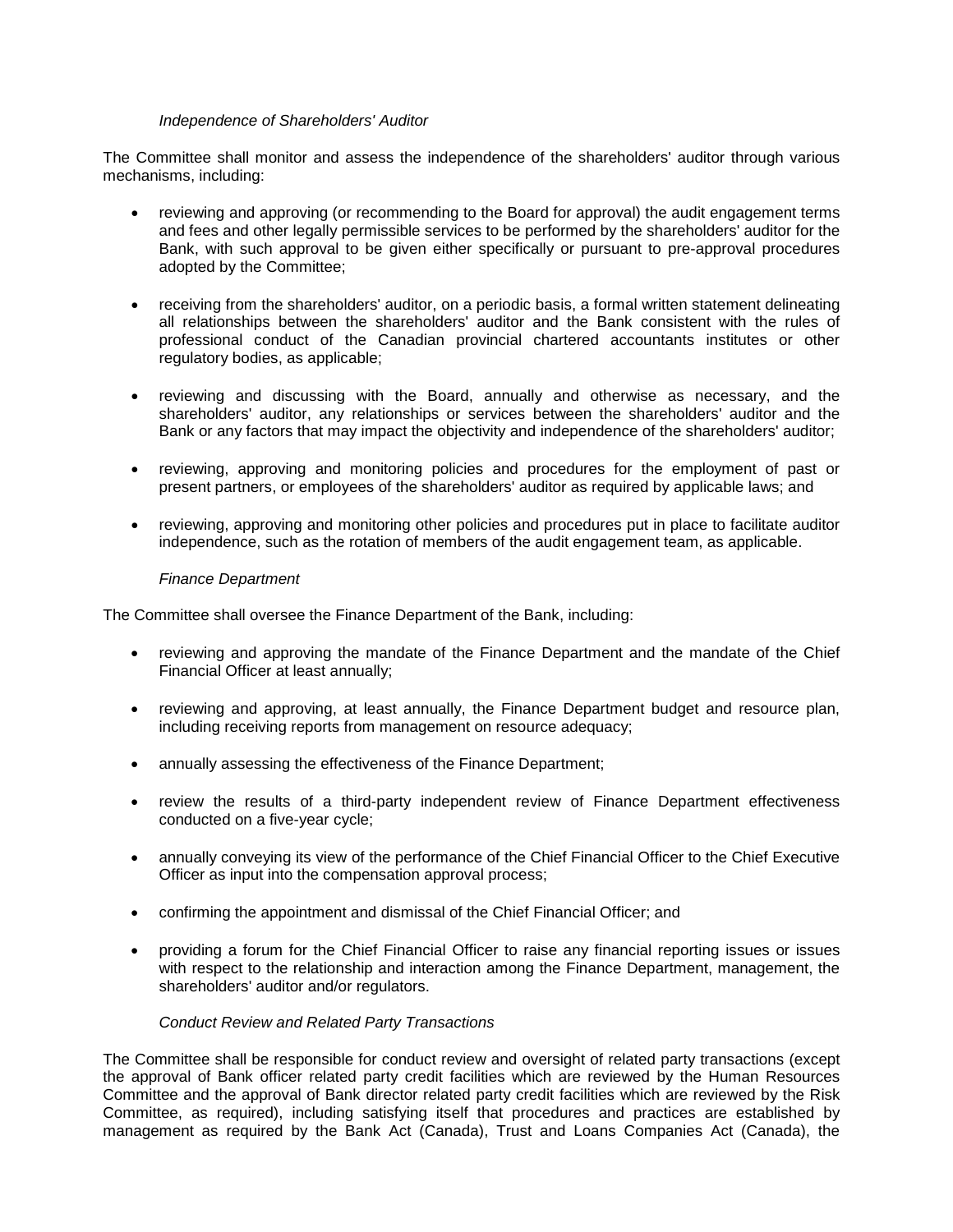*Independence of Shareholders' Auditor*

The Committee shall monitor and assess the independence of the shareholders' auditor through various mechanisms, including:

- reviewing and approving (or recommending to the Board for approval) the audit engagement terms and fees and other legally permissible services to be performed by the shareholders' auditor for the Bank, with such approval to be given either specifically or pursuant to pre-approval procedures adopted by the Committee;
- receiving from the shareholders' auditor, on a periodic basis, a formal written statement delineating all relationships between the shareholders' auditor and the Bank consistent with the rules of professional conduct of the Canadian provincial chartered accountants institutes or other regulatory bodies, as applicable;
- reviewing and discussing with the Board, annually and otherwise as necessary, and the shareholders' auditor, any relationships or services between the shareholders' auditor and the Bank or any factors that may impact the objectivity and independence of the shareholders' auditor;
- reviewing, approving and monitoring policies and procedures for the employment of past or present partners, or employees of the shareholders' auditor as required by applicable laws; and
- reviewing, approving and monitoring other policies and procedures put in place to facilitate auditor independence, such as the rotation of members of the audit engagement team, as applicable.

*Finance Department*

The Committee shall oversee the Finance Department of the Bank, including:

- reviewing and approving the mandate of the Finance Department and the mandate of the Chief Financial Officer at least annually;
- reviewing and approving, at least annually, the Finance Department budget and resource plan, including receiving reports from management on resource adequacy;
- annually assessing the effectiveness of the Finance Department;
- review the results of a third-party independent review of Finance Department effectiveness conducted on a five-year cycle;
- annually conveying its view of the performance of the Chief Financial Officer to the Chief Executive Officer as input into the compensation approval process;
- confirming the appointment and dismissal of the Chief Financial Officer; and
- providing a forum for the Chief Financial Officer to raise any financial reporting issues or issues with respect to the relationship and interaction among the Finance Department, management, the shareholders' auditor and/or regulators.

*Conduct Review and Related Party Transactions*

The Committee shall be responsible for conduct review and oversight of related party transactions (except the approval of Bank officer related party credit facilities which are reviewed by the Human Resources Committee and the approval of Bank director related party credit facilities which are reviewed by the Risk Committee, as required), including satisfying itself that procedures and practices are established by management as required by the Bank Act (Canada), Trust and Loans Companies Act (Canada), the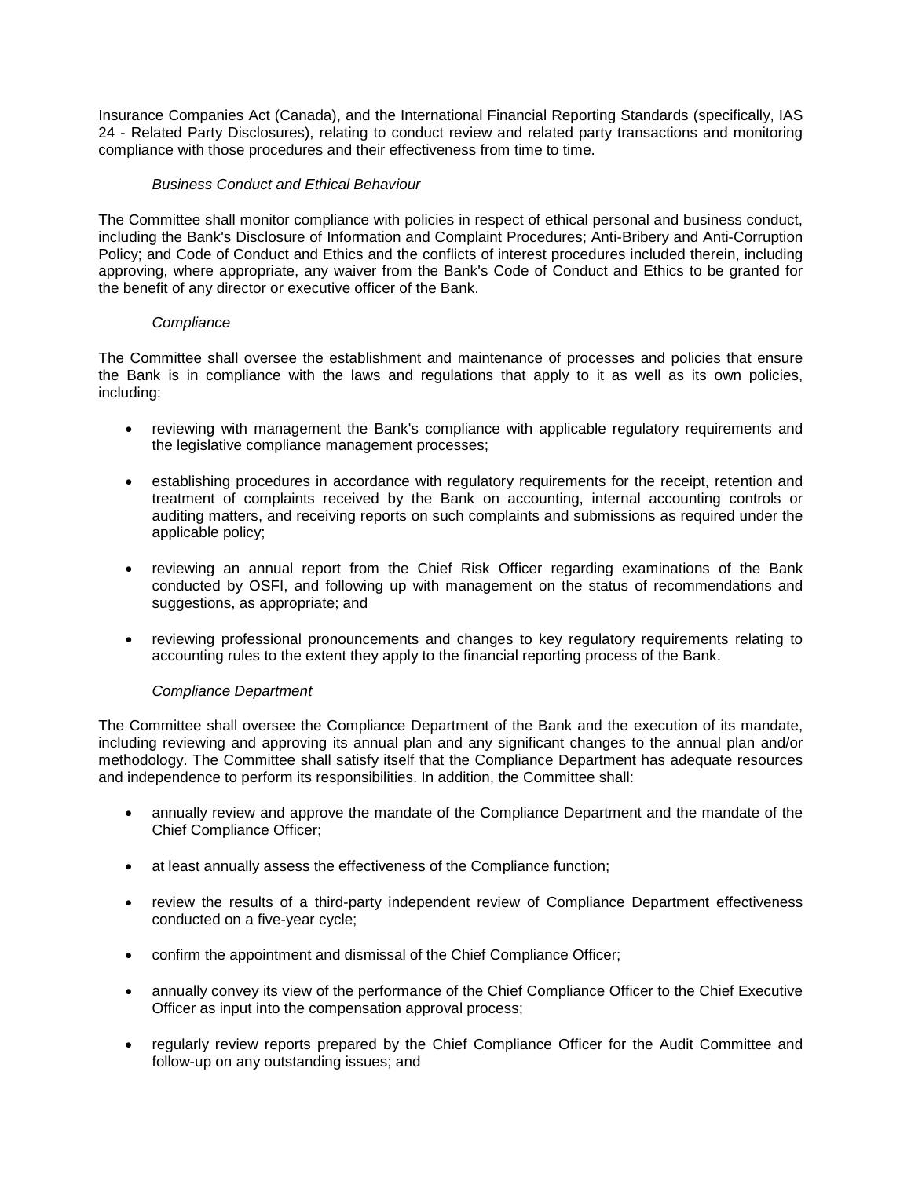Insurance Companies Act (Canada), and the International Financial Reporting Standards (specifically, IAS 24 - Related Party Disclosures), relating to conduct review and related party transactions and monitoring compliance with those procedures and their effectiveness from time to time.

*Business Conduct and Ethical Behaviour*

The Committee shall monitor compliance with policies in respect of ethical personal and business conduct, including the Bank's Disclosure of Information and Complaint Procedures; Anti-Bribery and Anti-Corruption Policy; and Code of Conduct and Ethics and the conflicts of interest procedures included therein, including approving, where appropriate, any waiver from the Bank's Code of Conduct and Ethics to be granted for the benefit of any director or executive officer of the Bank.

*Compliance*

The Committee shall oversee the establishment and maintenance of processes and policies that ensure the Bank is in compliance with the laws and regulations that apply to it as well as its own policies, including:

- reviewing with management the Bank's compliance with applicable regulatory requirements and the legislative compliance management processes;
- establishing procedures in accordance with regulatory requirements for the receipt, retention and treatment of complaints received by the Bank on accounting, internal accounting controls or auditing matters, and receiving reports on such complaints and submissions as required under the applicable policy;
- reviewing an annual report from the Chief Risk Officer regarding examinations of the Bank conducted by OSFI, and following up with management on the status of recommendations and suggestions, as appropriate; and
- reviewing professional pronouncements and changes to key regulatory requirements relating to accounting rules to the extent they apply to the financial reporting process of the Bank.

*Compliance Department*

The Committee shall oversee the Compliance Department of the Bank and the execution of its mandate, including reviewing and approving its annual plan and any significant changes to the annual plan and/or methodology. The Committee shall satisfy itself that the Compliance Department has adequate resources and independence to perform its responsibilities. In addition, the Committee shall:

- annually review and approve the mandate of the Compliance Department and the mandate of the Chief Compliance Officer;
- at least annually assess the effectiveness of the Compliance function;
- review the results of a third-party independent review of Compliance Department effectiveness conducted on a five-year cycle;
- confirm the appointment and dismissal of the Chief Compliance Officer;
- annually convey its view of the performance of the Chief Compliance Officer to the Chief Executive Officer as input into the compensation approval process;
- regularly review reports prepared by the Chief Compliance Officer for the Audit Committee and follow-up on any outstanding issues; and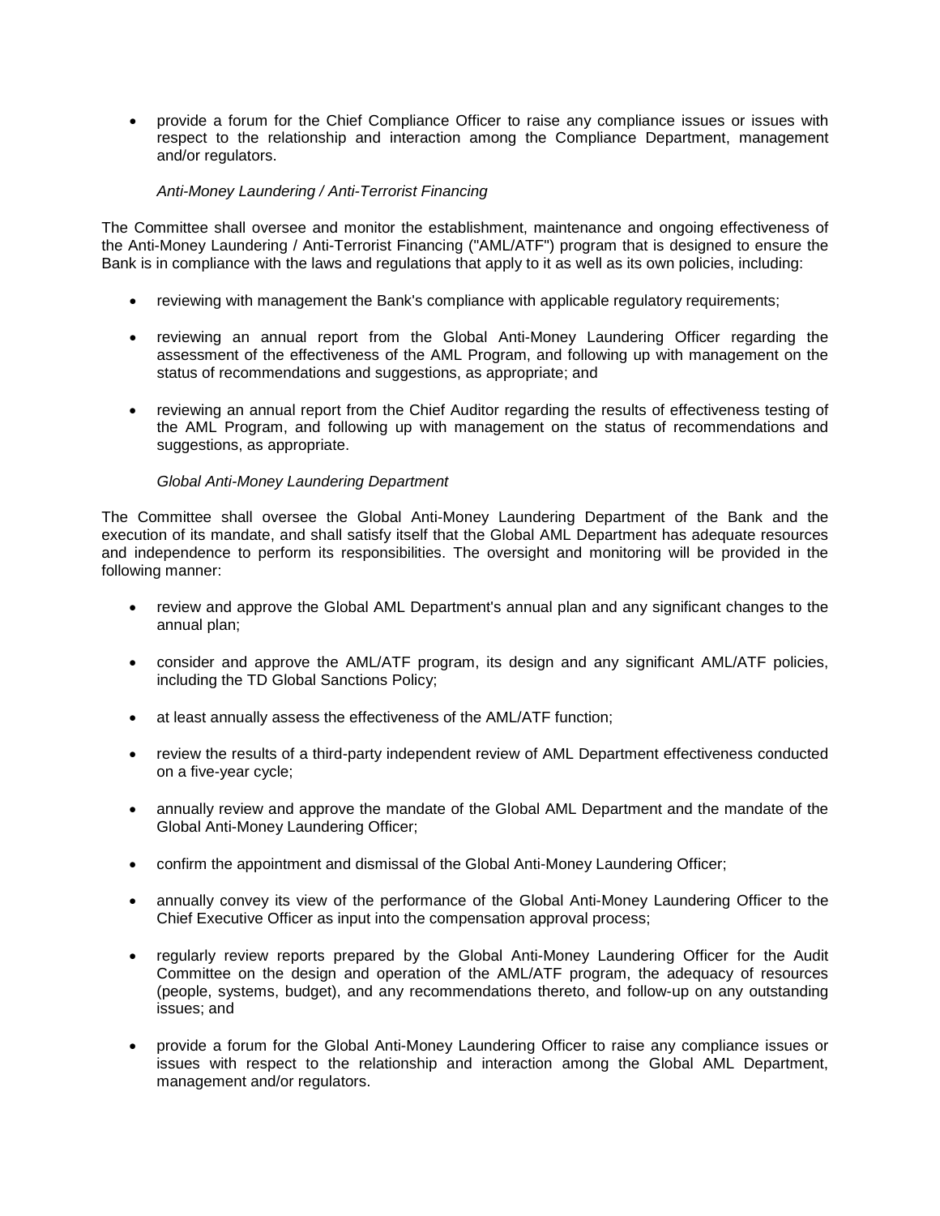- provide a forum for the Chief Compliance Officer to raise any compliance issues or issues with respect to the relationship and interaction among the Compliance Department, management and/or regulators.

*Anti-Money Laundering / Anti-Terrorist Financing*

The Committee shall oversee and monitor the establishment, maintenance and ongoing effectiveness of the Anti-Money Laundering / Anti-Terrorist Financing ("AML/ATF") program that is designed to ensure the Bank is in compliance with the laws and regulations that apply to it as well as its own policies, including:

- reviewing with management the Bank's compliance with applicable regulatory requirements;
- reviewing an annual report from the Global Anti-Money Laundering Officer regarding the assessment of the effectiveness of the AML Program, and following up with management on the status of recommendations and suggestions, as appropriate; and
- reviewing an annual report from the Chief Auditor regarding the results of effectiveness testing of the AML Program, and following up with management on the status of recommendations and suggestions, as appropriate.

*Global Anti-Money Laundering Department*

The Committee shall oversee the Global Anti-Money Laundering Department of the Bank and the execution of its mandate, and shall satisfy itself that the Global AML Department has adequate resources and independence to perform its responsibilities. The oversight and monitoring will be provided in the following manner:

- review and approve the Global AML Department's annual plan and any significant changes to the annual plan;
- consider and approve the AML/ATF program, its design and any significant AML/ATF policies, including the TD Global Sanctions Policy;
- at least annually assess the effectiveness of the AML/ATF function;
- review the results of a third-party independent review of AML Department effectiveness conducted on a five-year cycle;
- annually review and approve the mandate of the Global AML Department and the mandate of the Global Anti-Money Laundering Officer;
- confirm the appointment and dismissal of the Global Anti-Money Laundering Officer;
- annually convey its view of the performance of the Global Anti-Money Laundering Officer to the Chief Executive Officer as input into the compensation approval process;
- regularly review reports prepared by the Global Anti-Money Laundering Officer for the Audit Committee on the design and operation of the AML/ATF program, the adequacy of resources (people, systems, budget), and any recommendations thereto, and follow-up on any outstanding issues; and
- provide a forum for the Global Anti-Money Laundering Officer to raise any compliance issues or issues with respect to the relationship and interaction among the Global AML Department, management and/or regulators.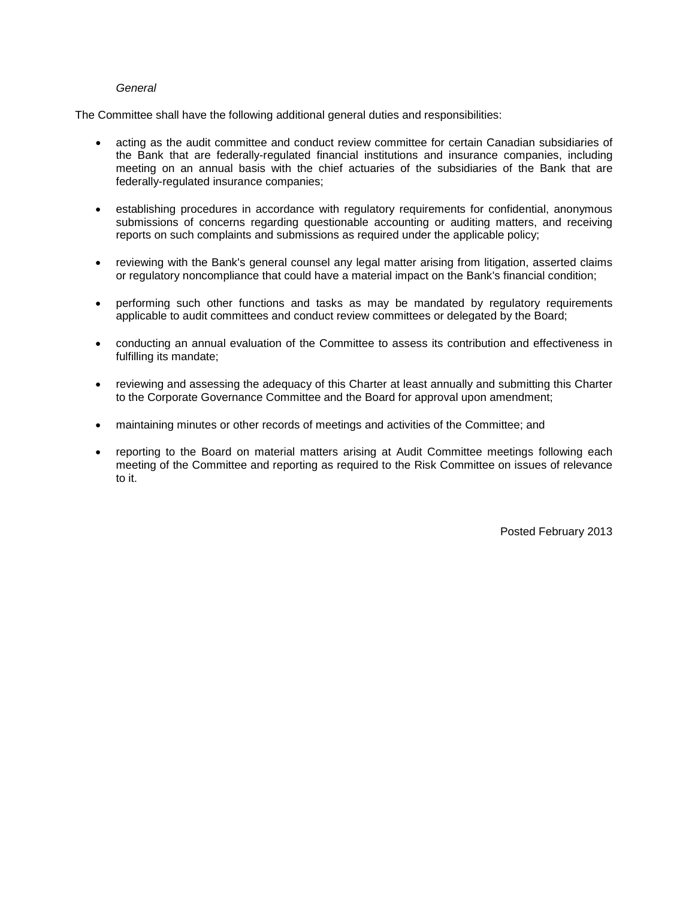*General*

The Committee shall have the following additional general duties and responsibilities:

- acting as the audit committee and conduct review committee for certain Canadian subsidiaries of the Bank that are federally-regulated financial institutions and insurance companies, including meeting on an annual basis with the chief actuaries of the subsidiaries of the Bank that are federally-regulated insurance companies;

- establishing procedures in accordance with regulatory requirements for confidential, anonymous submissions of concerns regarding questionable accounting or auditing matters, and receiving reports on such complaints and submissions as required under the applicable policy;

- reviewing with the Bank's general counsel any legal matter arising from litigation, asserted claims or regulatory noncompliance that could have a material impact on the Bank's financial condition;

- performing such other functions and tasks as may be mandated by regulatory requirements applicable to audit committees and conduct review committees or delegated by the Board;

- conducting an annual evaluation of the Committee to assess its contribution and effectiveness in fulfilling its mandate;

- reviewing and assessing the adequacy of this Charter at least annually and submitting this Charter to the Corporate Governance Committee and the Board for approval upon amendment;

- maintaining minutes or other records of meetings and activities of the Committee; and

- reporting to the Board on material matters arising at Audit Committee meetings following each meeting of the Committee and reporting as required to the Risk Committee on issues of relevance to it.

Posted February 2013